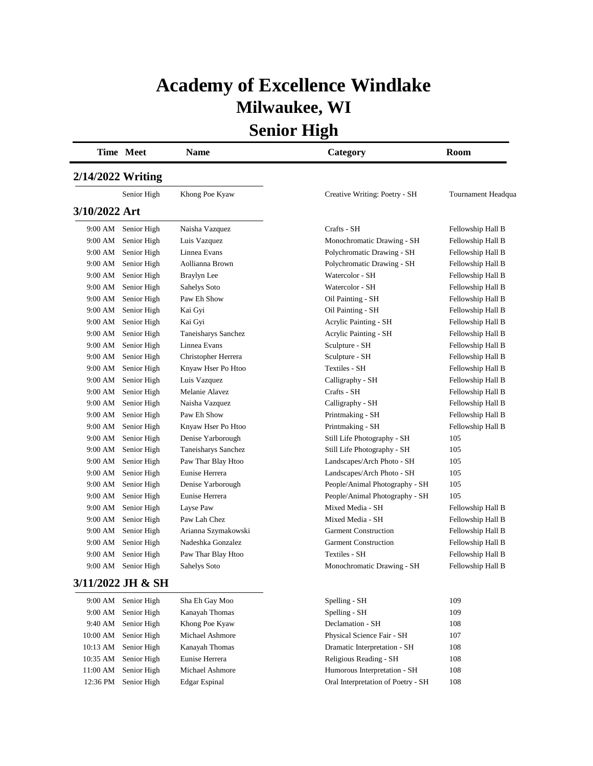# Academy of Excellence Windlake
## Milwaukee, WI
## Senior High

| Time | Meet | Name | Category | Room |
|---|---|---|---|---|
| **2/14/2022 Writing** | | | | |
| | Senior High | Khong Poe Kyaw | Creative Writing: Poetry - SH | Tournament Headqua |
| **3/10/2022 Art** | | | | |
| 9:00 AM | Senior High | Naisha Vazquez | Crafts - SH | Fellowship Hall B |
| 9:00 AM | Senior High | Luis Vazquez | Monochromatic Drawing - SH | Fellowship Hall B |
| 9:00 AM | Senior High | Linnea Evans | Polychromatic Drawing - SH | Fellowship Hall B |
| 9:00 AM | Senior High | Aollianna Brown | Polychromatic Drawing - SH | Fellowship Hall B |
| 9:00 AM | Senior High | Braylyn Lee | Watercolor - SH | Fellowship Hall B |
| 9:00 AM | Senior High | Sahelys Soto | Watercolor - SH | Fellowship Hall B |
| 9:00 AM | Senior High | Paw Eh Show | Oil Painting - SH | Fellowship Hall B |
| 9:00 AM | Senior High | Kai Gyi | Oil Painting - SH | Fellowship Hall B |
| 9:00 AM | Senior High | Kai Gyi | Acrylic Painting - SH | Fellowship Hall B |
| 9:00 AM | Senior High | Taneisharys Sanchez | Acrylic Painting - SH | Fellowship Hall B |
| 9:00 AM | Senior High | Linnea Evans | Sculpture - SH | Fellowship Hall B |
| 9:00 AM | Senior High | Christopher Herrera | Sculpture - SH | Fellowship Hall B |
| 9:00 AM | Senior High | Knyaw Hser Po Htoo | Textiles - SH | Fellowship Hall B |
| 9:00 AM | Senior High | Luis Vazquez | Calligraphy - SH | Fellowship Hall B |
| 9:00 AM | Senior High | Melanie Alavez | Crafts - SH | Fellowship Hall B |
| 9:00 AM | Senior High | Naisha Vazquez | Calligraphy - SH | Fellowship Hall B |
| 9:00 AM | Senior High | Paw Eh Show | Printmaking - SH | Fellowship Hall B |
| 9:00 AM | Senior High | Knyaw Hser Po Htoo | Printmaking - SH | Fellowship Hall B |
| 9:00 AM | Senior High | Denise Yarborough | Still Life Photography - SH | 105 |
| 9:00 AM | Senior High | Taneisharys Sanchez | Still Life Photography - SH | 105 |
| 9:00 AM | Senior High | Paw Thar Blay Htoo | Landscapes/Arch Photo - SH | 105 |
| 9:00 AM | Senior High | Eunise Herrera | Landscapes/Arch Photo - SH | 105 |
| 9:00 AM | Senior High | Denise Yarborough | People/Animal Photography - SH | 105 |
| 9:00 AM | Senior High | Eunise Herrera | People/Animal Photography - SH | 105 |
| 9:00 AM | Senior High | Layse Paw | Mixed Media - SH | Fellowship Hall B |
| 9:00 AM | Senior High | Paw Lah Chez | Mixed Media - SH | Fellowship Hall B |
| 9:00 AM | Senior High | Arianna Szymakowski | Garment Construction | Fellowship Hall B |
| 9:00 AM | Senior High | Nadeshka Gonzalez | Garment Construction | Fellowship Hall B |
| 9:00 AM | Senior High | Paw Thar Blay Htoo | Textiles - SH | Fellowship Hall B |
| 9:00 AM | Senior High | Sahelys Soto | Monochromatic Drawing - SH | Fellowship Hall B |
| **3/11/2022 JH & SH** | | | | |
| 9:00 AM | Senior High | Sha Eh Gay Moo | Spelling - SH | 109 |
| 9:00 AM | Senior High | Kanayah Thomas | Spelling - SH | 109 |
| 9:40 AM | Senior High | Khong Poe Kyaw | Declamation - SH | 108 |
| 10:00 AM | Senior High | Michael Ashmore | Physical Science Fair - SH | 107 |
| 10:13 AM | Senior High | Kanayah Thomas | Dramatic Interpretation - SH | 108 |
| 10:35 AM | Senior High | Eunise Herrera | Religious Reading - SH | 108 |
| 11:00 AM | Senior High | Michael Ashmore | Humorous Interpretation - SH | 108 |
| 12:36 PM | Senior High | Edgar Espinal | Oral Interpretation of Poetry - SH | 108 |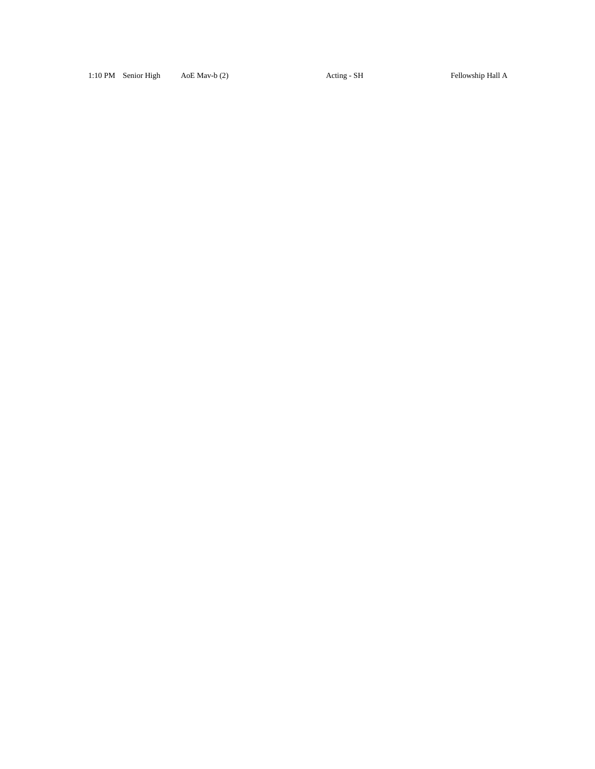| 1:10 PM | Senior High | AoE Mav-b (2) | Acting - SH | Fellowship Hall A |
| --- | --- | --- | --- | --- |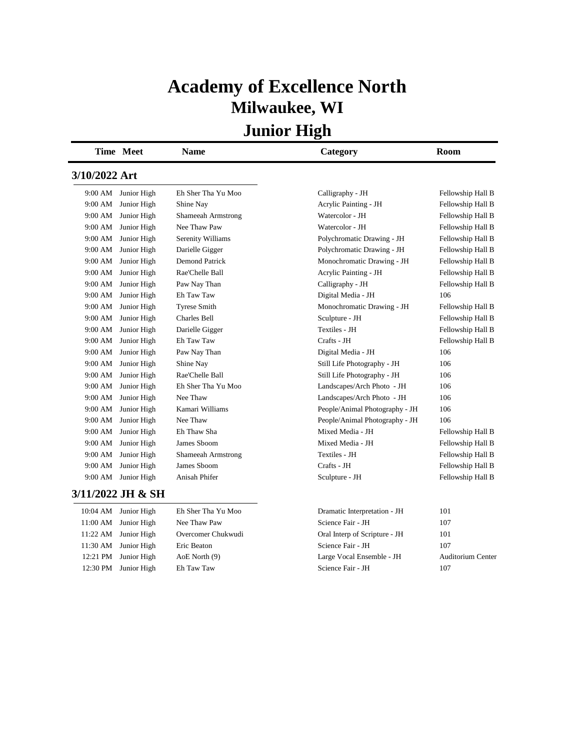# Academy of Excellence North

## Milwaukee, WI

## Junior High

| Time | Meet | Name | Category | Room |
|---|---|---|---|---|
| **3/10/2022 Art** | | | | |
| 9:00 AM | Junior High | Eh Sher Tha Yu Moo | Calligraphy - JH | Fellowship Hall B |
| 9:00 AM | Junior High | Shine Nay | Acrylic Painting - JH | Fellowship Hall B |
| 9:00 AM | Junior High | Shameeah Armstrong | Watercolor - JH | Fellowship Hall B |
| 9:00 AM | Junior High | Nee Thaw Paw | Watercolor - JH | Fellowship Hall B |
| 9:00 AM | Junior High | Serenity Williams | Polychromatic Drawing - JH | Fellowship Hall B |
| 9:00 AM | Junior High | Darielle Gigger | Polychromatic Drawing - JH | Fellowship Hall B |
| 9:00 AM | Junior High | Demond Patrick | Monochromatic Drawing - JH | Fellowship Hall B |
| 9:00 AM | Junior High | Rae'Chelle Ball | Acrylic Painting - JH | Fellowship Hall B |
| 9:00 AM | Junior High | Paw Nay Than | Calligraphy - JH | Fellowship Hall B |
| 9:00 AM | Junior High | Eh Taw Taw | Digital Media - JH | 106 |
| 9:00 AM | Junior High | Tyrese Smith | Monochromatic Drawing - JH | Fellowship Hall B |
| 9:00 AM | Junior High | Charles Bell | Sculpture - JH | Fellowship Hall B |
| 9:00 AM | Junior High | Darielle Gigger | Textiles - JH | Fellowship Hall B |
| 9:00 AM | Junior High | Eh Taw Taw | Crafts - JH | Fellowship Hall B |
| 9:00 AM | Junior High | Paw Nay Than | Digital Media - JH | 106 |
| 9:00 AM | Junior High | Shine Nay | Still Life Photography - JH | 106 |
| 9:00 AM | Junior High | Rae'Chelle Ball | Still Life Photography - JH | 106 |
| 9:00 AM | Junior High | Eh Sher Tha Yu Moo | Landscapes/Arch Photo - JH | 106 |
| 9:00 AM | Junior High | Nee Thaw | Landscapes/Arch Photo - JH | 106 |
| 9:00 AM | Junior High | Kamari Williams | People/Animal Photography - JH | 106 |
| 9:00 AM | Junior High | Nee Thaw | People/Animal Photography - JH | 106 |
| 9:00 AM | Junior High | Eh Thaw Sha | Mixed Media - JH | Fellowship Hall B |
| 9:00 AM | Junior High | James Sboom | Mixed Media - JH | Fellowship Hall B |
| 9:00 AM | Junior High | Shameeah Armstrong | Textiles - JH | Fellowship Hall B |
| 9:00 AM | Junior High | James Sboom | Crafts - JH | Fellowship Hall B |
| 9:00 AM | Junior High | Anisah Phifer | Sculpture - JH | Fellowship Hall B |
| **3/11/2022 JH & SH** | | | | |
| 10:04 AM | Junior High | Eh Sher Tha Yu Moo | Dramatic Interpretation - JH | 101 |
| 11:00 AM | Junior High | Nee Thaw Paw | Science Fair - JH | 107 |
| 11:22 AM | Junior High | Overcomer Chukwudi | Oral Interp of Scripture - JH | 101 |
| 11:30 AM | Junior High | Eric Beaton | Science Fair - JH | 107 |
| 12:21 PM | Junior High | AoE North (9) | Large Vocal Ensemble - JH | Auditorium Center |
| 12:30 PM | Junior High | Eh Taw Taw | Science Fair - JH | 107 |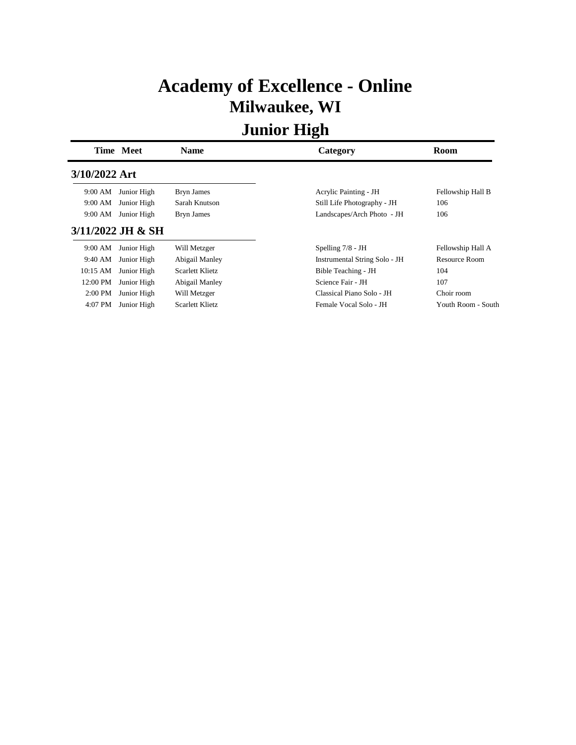# Academy of Excellence - Online

## Milwaukee, WI

## Junior High

| Time | Meet | Name | Category | Room |
|---|---|---|---|---|
| **3/10/2022 Art** | | | | |
| 9:00 AM | Junior High | Bryn James | Acrylic Painting - JH | Fellowship Hall B |
| 9:00 AM | Junior High | Sarah Knutson | Still Life Photography - JH | 106 |
| 9:00 AM | Junior High | Bryn James | Landscapes/Arch Photo - JH | 106 |
| **3/11/2022 JH & SH** | | | | |
| 9:00 AM | Junior High | Will Metzger | Spelling 7/8 - JH | Fellowship Hall A |
| 9:40 AM | Junior High | Abigail Manley | Instrumental String Solo - JH | Resource Room |
| 10:15 AM | Junior High | Scarlett Klietz | Bible Teaching - JH | 104 |
| 12:00 PM | Junior High | Abigail Manley | Science Fair - JH | 107 |
| 2:00 PM | Junior High | Will Metzger | Classical Piano Solo - JH | Choir room |
| 4:07 PM | Junior High | Scarlett Klietz | Female Vocal Solo - JH | Youth Room - South |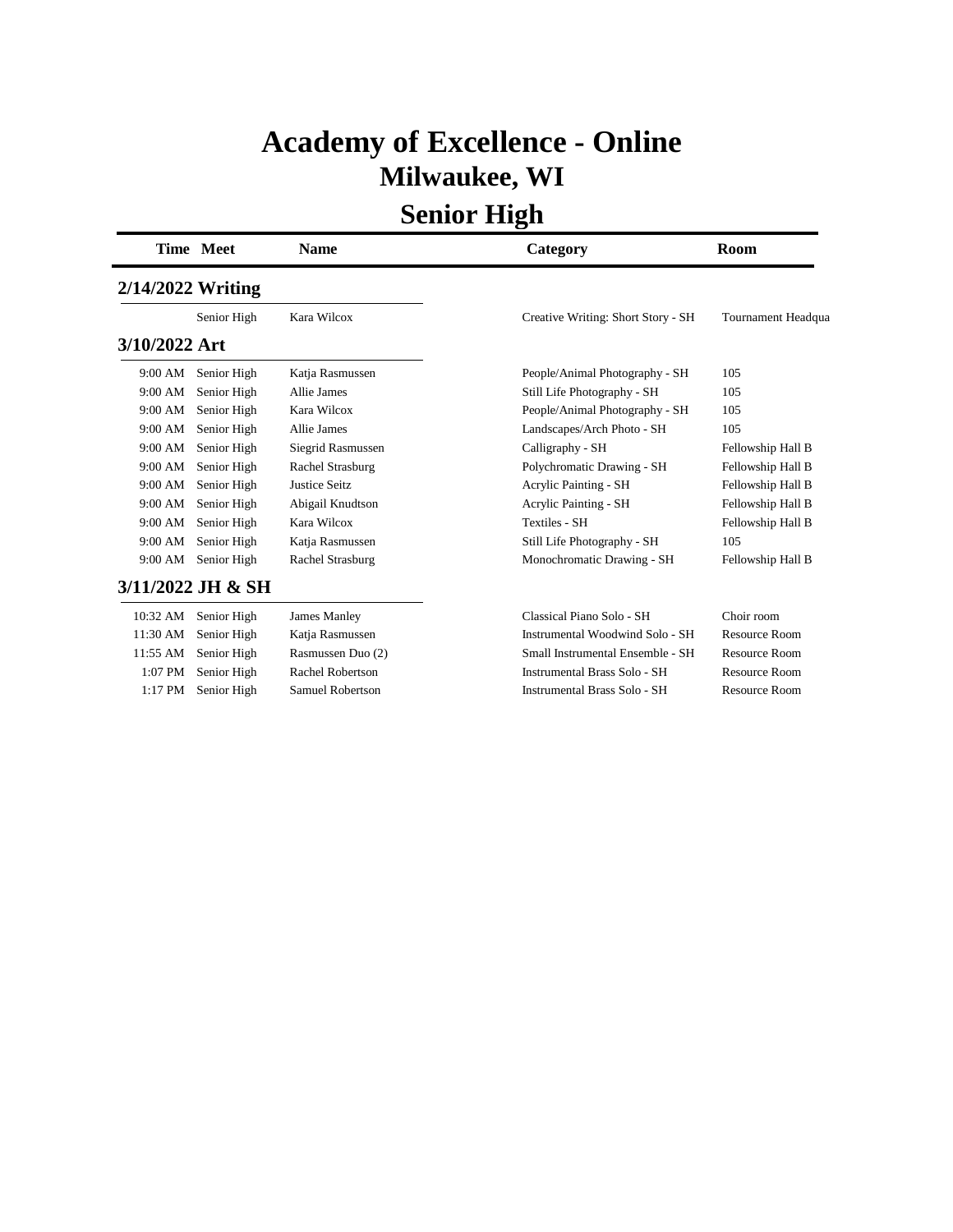# Academy of Excellence - Online

## Milwaukee, WI

## Senior High

| Time | Meet | Name | Category | Room |
|---|---|---|---|---|
| **2/14/2022 Writing** | | | | |
| | Senior High | Kara Wilcox | Creative Writing: Short Story - SH | Tournament Headqua |
| **3/10/2022 Art** | | | | |
| 9:00 AM | Senior High | Katja Rasmussen | People/Animal Photography - SH | 105 |
| 9:00 AM | Senior High | Allie James | Still Life Photography - SH | 105 |
| 9:00 AM | Senior High | Kara Wilcox | People/Animal Photography - SH | 105 |
| 9:00 AM | Senior High | Allie James | Landscapes/Arch Photo - SH | 105 |
| 9:00 AM | Senior High | Siegrid Rasmussen | Calligraphy - SH | Fellowship Hall B |
| 9:00 AM | Senior High | Rachel Strasburg | Polychromatic Drawing - SH | Fellowship Hall B |
| 9:00 AM | Senior High | Justice Seitz | Acrylic Painting - SH | Fellowship Hall B |
| 9:00 AM | Senior High | Abigail Knudtson | Acrylic Painting - SH | Fellowship Hall B |
| 9:00 AM | Senior High | Kara Wilcox | Textiles - SH | Fellowship Hall B |
| 9:00 AM | Senior High | Katja Rasmussen | Still Life Photography - SH | 105 |
| 9:00 AM | Senior High | Rachel Strasburg | Monochromatic Drawing - SH | Fellowship Hall B |
| **3/11/2022 JH & SH** | | | | |
| 10:32 AM | Senior High | James Manley | Classical Piano Solo - SH | Choir room |
| 11:30 AM | Senior High | Katja Rasmussen | Instrumental Woodwind Solo - SH | Resource Room |
| 11:55 AM | Senior High | Rasmussen Duo (2) | Small Instrumental Ensemble - SH | Resource Room |
| 1:07 PM | Senior High | Rachel Robertson | Instrumental Brass Solo - SH | Resource Room |
| 1:17 PM | Senior High | Samuel Robertson | Instrumental Brass Solo - SH | Resource Room |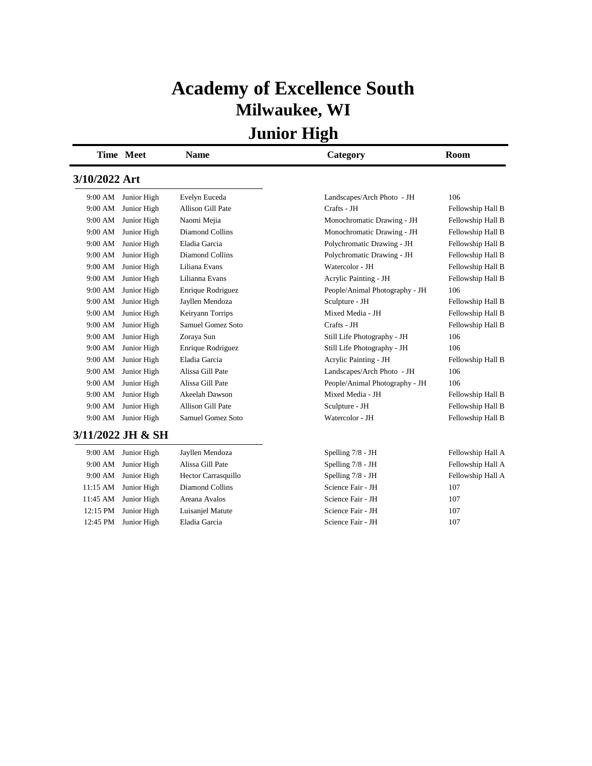# Academy of Excellence South
## Milwaukee, WI
## Junior High

| Time | Meet | Name | Category | Room |
|---|---|---|---|---|
| **3/10/2022 Art** | | | | |
| 9:00 AM | Junior High | Evelyn Euceda | Landscapes/Arch Photo - JH | 106 |
| 9:00 AM | Junior High | Allison Gill Pate | Crafts - JH | Fellowship Hall B |
| 9:00 AM | Junior High | Naomi Mejia | Monochromatic Drawing - JH | Fellowship Hall B |
| 9:00 AM | Junior High | Diamond Collins | Monochromatic Drawing - JH | Fellowship Hall B |
| 9:00 AM | Junior High | Eladia Garcia | Polychromatic Drawing - JH | Fellowship Hall B |
| 9:00 AM | Junior High | Diamond Collins | Polychromatic Drawing - JH | Fellowship Hall B |
| 9:00 AM | Junior High | Liliana Evans | Watercolor - JH | Fellowship Hall B |
| 9:00 AM | Junior High | Lilianna Evans | Acrylic Painting - JH | Fellowship Hall B |
| 9:00 AM | Junior High | Enrique Rodriguez | People/Animal Photography - JH | 106 |
| 9:00 AM | Junior High | Jayllen Mendoza | Sculpture - JH | Fellowship Hall B |
| 9:00 AM | Junior High | Keiryann Torrips | Mixed Media - JH | Fellowship Hall B |
| 9:00 AM | Junior High | Samuel Gomez Soto | Crafts - JH | Fellowship Hall B |
| 9:00 AM | Junior High | Zoraya Sun | Still Life Photography - JH | 106 |
| 9:00 AM | Junior High | Enrique Rodriguez | Still Life Photography - JH | 106 |
| 9:00 AM | Junior High | Eladia Garcia | Acrylic Painting - JH | Fellowship Hall B |
| 9:00 AM | Junior High | Alissa Gill Pate | Landscapes/Arch Photo - JH | 106 |
| 9:00 AM | Junior High | Alissa Gill Pate | People/Animal Photography - JH | 106 |
| 9:00 AM | Junior High | Akeelah Dawson | Mixed Media - JH | Fellowship Hall B |
| 9:00 AM | Junior High | Allison Gill Pate | Sculpture - JH | Fellowship Hall B |
| 9:00 AM | Junior High | Samuel Gomez Soto | Watercolor - JH | Fellowship Hall B |
| **3/11/2022 JH & SH** | | | | |
| 9:00 AM | Junior High | Jayllen Mendoza | Spelling 7/8 - JH | Fellowship Hall A |
| 9:00 AM | Junior High | Alissa Gill Pate | Spelling 7/8 - JH | Fellowship Hall A |
| 9:00 AM | Junior High | Hector Carrasquillo | Spelling 7/8 - JH | Fellowship Hall A |
| 11:15 AM | Junior High | Diamond Collins | Science Fair - JH | 107 |
| 11:45 AM | Junior High | Areana Avalos | Science Fair - JH | 107 |
| 12:15 PM | Junior High | Luisanjel Matute | Science Fair - JH | 107 |
| 12:45 PM | Junior High | Eladia Garcia | Science Fair - JH | 107 |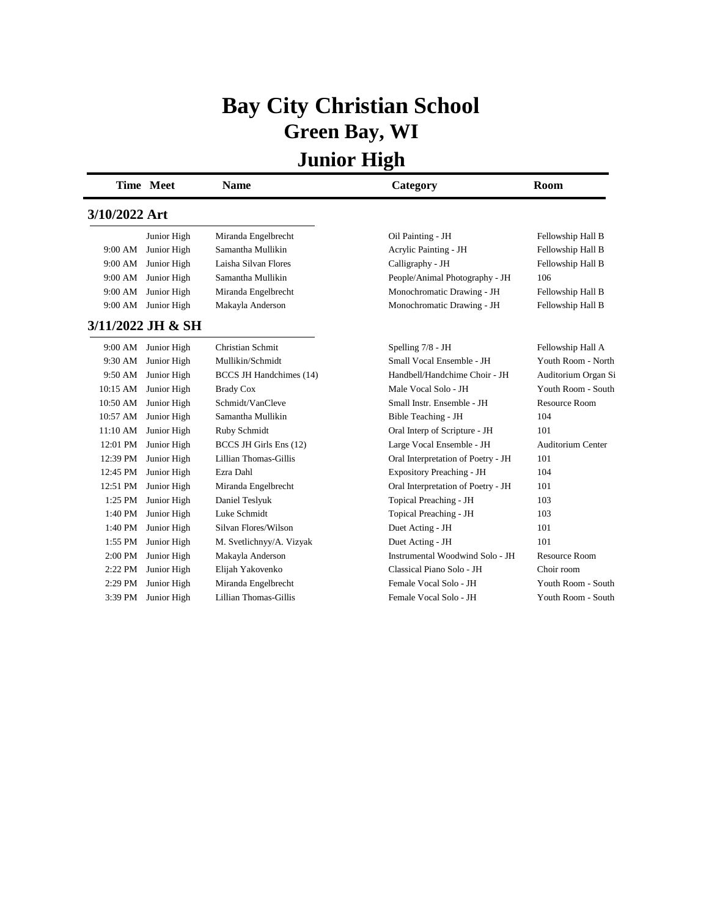# Bay City Christian School

## Green Bay, WI

## Junior High

| Time | Meet | Name | Category | Room |
|---|---|---|---|---|
| **3/10/2022 Art** | | | | |
| | Junior High | Miranda Engelbrecht | Oil Painting - JH | Fellowship Hall B |
| 9:00 AM | Junior High | Samantha Mullikin | Acrylic Painting - JH | Fellowship Hall B |
| 9:00 AM | Junior High | Laisha Silvan Flores | Calligraphy - JH | Fellowship Hall B |
| 9:00 AM | Junior High | Samantha Mullikin | People/Animal Photography - JH | 106 |
| 9:00 AM | Junior High | Miranda Engelbrecht | Monochromatic Drawing - JH | Fellowship Hall B |
| 9:00 AM | Junior High | Makayla Anderson | Monochromatic Drawing - JH | Fellowship Hall B |
| **3/11/2022 JH & SH** | | | | |
| 9:00 AM | Junior High | Christian Schmit | Spelling 7/8 - JH | Fellowship Hall A |
| 9:30 AM | Junior High | Mullikin/Schmidt | Small Vocal Ensemble - JH | Youth Room - North |
| 9:50 AM | Junior High | BCCS JH Handchimes (14) | Handbell/Handchime Choir - JH | Auditorium Organ Si |
| 10:15 AM | Junior High | Brady Cox | Male Vocal Solo - JH | Youth Room - South |
| 10:50 AM | Junior High | Schmidt/VanCleve | Small Instr. Ensemble - JH | Resource Room |
| 10:57 AM | Junior High | Samantha Mullikin | Bible Teaching - JH | 104 |
| 11:10 AM | Junior High | Ruby Schmidt | Oral Interp of Scripture - JH | 101 |
| 12:01 PM | Junior High | BCCS JH Girls Ens (12) | Large Vocal Ensemble - JH | Auditorium Center |
| 12:39 PM | Junior High | Lillian Thomas-Gillis | Oral Interpretation of Poetry - JH | 101 |
| 12:45 PM | Junior High | Ezra Dahl | Expository Preaching - JH | 104 |
| 12:51 PM | Junior High | Miranda Engelbrecht | Oral Interpretation of Poetry - JH | 101 |
| 1:25 PM | Junior High | Daniel Teslyuk | Topical Preaching - JH | 103 |
| 1:40 PM | Junior High | Luke Schmidt | Topical Preaching - JH | 103 |
| 1:40 PM | Junior High | Silvan Flores/Wilson | Duet Acting - JH | 101 |
| 1:55 PM | Junior High | M. Svetlichnyy/A. Vizyak | Duet Acting - JH | 101 |
| 2:00 PM | Junior High | Makayla Anderson | Instrumental Woodwind Solo - JH | Resource Room |
| 2:22 PM | Junior High | Elijah Yakovenko | Classical Piano Solo - JH | Choir room |
| 2:29 PM | Junior High | Miranda Engelbrecht | Female Vocal Solo - JH | Youth Room - South |
| 3:39 PM | Junior High | Lillian Thomas-Gillis | Female Vocal Solo - JH | Youth Room - South |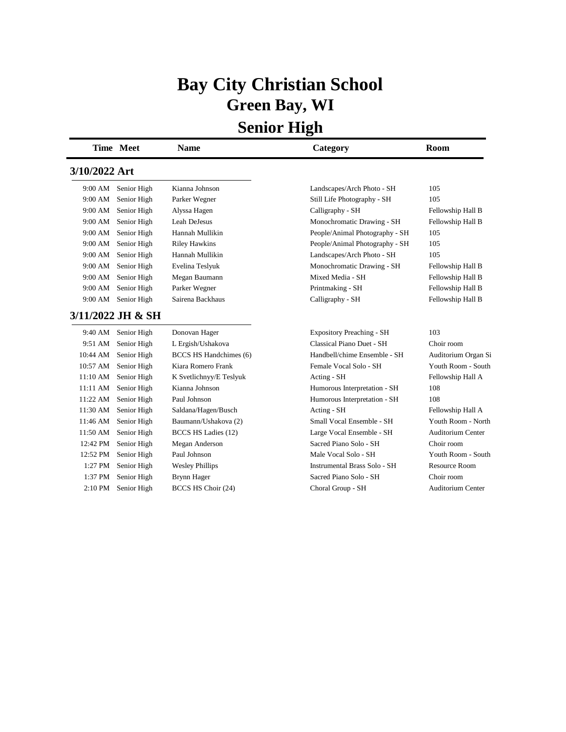# Bay City Christian School

## Green Bay, WI

## Senior High

| Time | Meet | Name | Category | Room |
|---|---|---|---|---|
| **3/10/2022 Art** | | | | |
| 9:00 AM | Senior High | Kianna Johnson | Landscapes/Arch Photo - SH | 105 |
| 9:00 AM | Senior High | Parker Wegner | Still Life Photography - SH | 105 |
| 9:00 AM | Senior High | Alyssa Hagen | Calligraphy - SH | Fellowship Hall B |
| 9:00 AM | Senior High | Leah DeJesus | Monochromatic Drawing - SH | Fellowship Hall B |
| 9:00 AM | Senior High | Hannah Mullikin | People/Animal Photography - SH | 105 |
| 9:00 AM | Senior High | Riley Hawkins | People/Animal Photography - SH | 105 |
| 9:00 AM | Senior High | Hannah Mullikin | Landscapes/Arch Photo - SH | 105 |
| 9:00 AM | Senior High | Evelina Teslyuk | Monochromatic Drawing - SH | Fellowship Hall B |
| 9:00 AM | Senior High | Megan Baumann | Mixed Media - SH | Fellowship Hall B |
| 9:00 AM | Senior High | Parker Wegner | Printmaking - SH | Fellowship Hall B |
| 9:00 AM | Senior High | Sairena Backhaus | Calligraphy - SH | Fellowship Hall B |
| **3/11/2022 JH & SH** | | | | |
| 9:40 AM | Senior High | Donovan Hager | Expository Preaching - SH | 103 |
| 9:51 AM | Senior High | L Ergish/Ushakova | Classical Piano Duet - SH | Choir room |
| 10:44 AM | Senior High | BCCS HS Handchimes (6) | Handbell/chime Ensemble - SH | Auditorium Organ Si |
| 10:57 AM | Senior High | Kiara Romero Frank | Female Vocal Solo - SH | Youth Room - South |
| 11:10 AM | Senior High | K Svetlichnyy/E Teslyuk | Acting - SH | Fellowship Hall A |
| 11:11 AM | Senior High | Kianna Johnson | Humorous Interpretation - SH | 108 |
| 11:22 AM | Senior High | Paul Johnson | Humorous Interpretation - SH | 108 |
| 11:30 AM | Senior High | Saldana/Hagen/Busch | Acting - SH | Fellowship Hall A |
| 11:46 AM | Senior High | Baumann/Ushakova (2) | Small Vocal Ensemble - SH | Youth Room - North |
| 11:50 AM | Senior High | BCCS HS Ladies (12) | Large Vocal Ensemble - SH | Auditorium Center |
| 12:42 PM | Senior High | Megan Anderson | Sacred Piano Solo - SH | Choir room |
| 12:52 PM | Senior High | Paul Johnson | Male Vocal Solo - SH | Youth Room - South |
| 1:27 PM | Senior High | Wesley Phillips | Instrumental Brass Solo - SH | Resource Room |
| 1:37 PM | Senior High | Brynn Hager | Sacred Piano Solo - SH | Choir room |
| 2:10 PM | Senior High | BCCS HS Choir (24) | Choral Group - SH | Auditorium Center |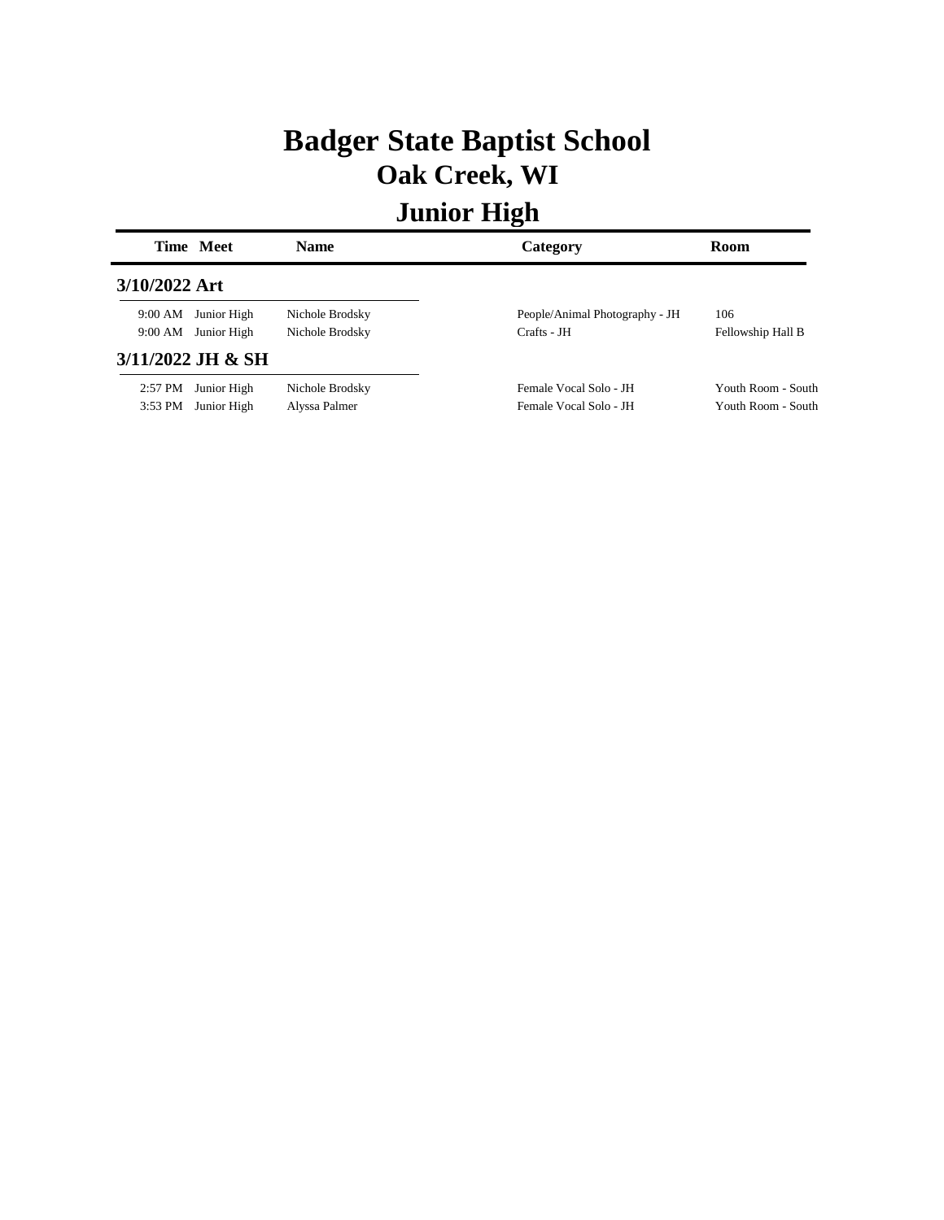# Badger State Baptist School

## Oak Creek, WI

## Junior High

| Time | Meet | Name | Category | Room |
|---|---|---|---|---|
| **3/10/2022 Art** | | | | |
| 9:00 AM | Junior High | Nichole Brodsky | People/Animal Photography - JH | 106 |
| 9:00 AM | Junior High | Nichole Brodsky | Crafts - JH | Fellowship Hall B |
| **3/11/2022 JH & SH** | | | | |
| 2:57 PM | Junior High | Nichole Brodsky | Female Vocal Solo - JH | Youth Room - South |
| 3:53 PM | Junior High | Alyssa Palmer | Female Vocal Solo - JH | Youth Room - South |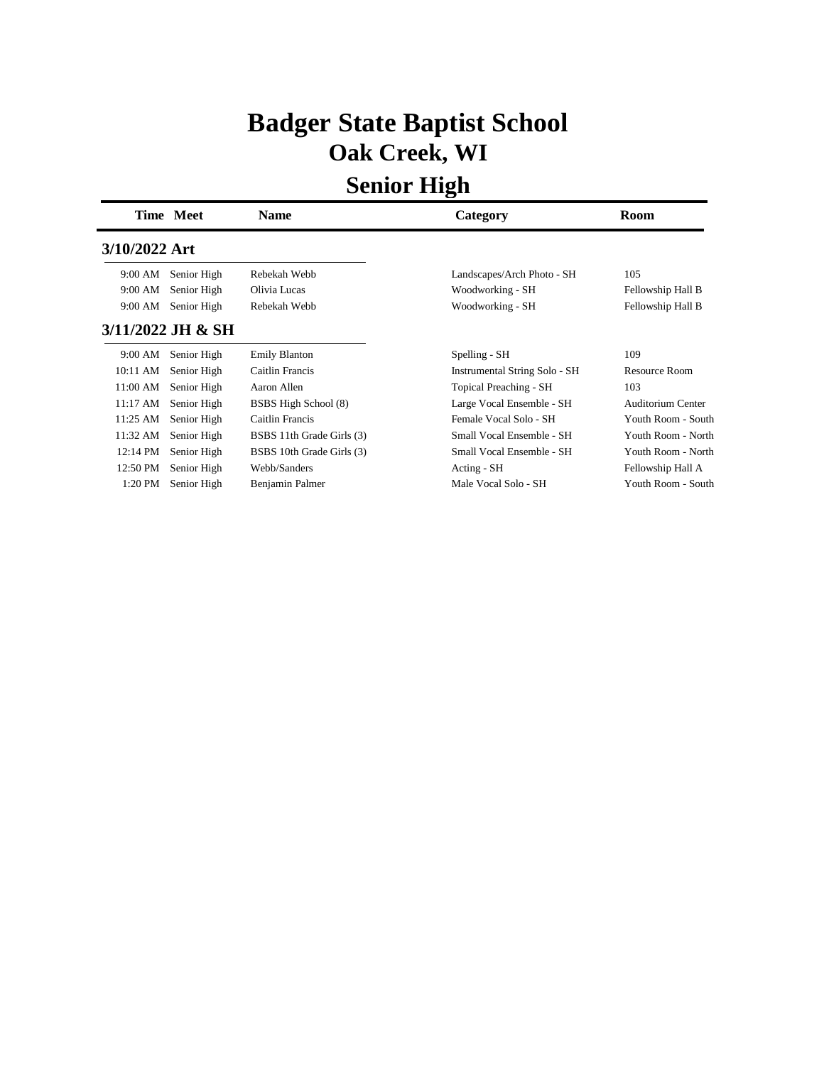# Badger State Baptist School

## Oak Creek, WI

## Senior High

| Time | Meet | Name | Category | Room |
|---|---|---|---|---|
| **3/10/2022 Art** | | | | |
| 9:00 AM | Senior High | Rebekah Webb | Landscapes/Arch Photo - SH | 105 |
| 9:00 AM | Senior High | Olivia Lucas | Woodworking - SH | Fellowship Hall B |
| 9:00 AM | Senior High | Rebekah Webb | Woodworking - SH | Fellowship Hall B |
| **3/11/2022 JH & SH** | | | | |
| 9:00 AM | Senior High | Emily Blanton | Spelling - SH | 109 |
| 10:11 AM | Senior High | Caitlin Francis | Instrumental String Solo - SH | Resource Room |
| 11:00 AM | Senior High | Aaron Allen | Topical Preaching - SH | 103 |
| 11:17 AM | Senior High | BSBS High School (8) | Large Vocal Ensemble - SH | Auditorium Center |
| 11:25 AM | Senior High | Caitlin Francis | Female Vocal Solo - SH | Youth Room - South |
| 11:32 AM | Senior High | BSBS 11th Grade Girls (3) | Small Vocal Ensemble - SH | Youth Room - North |
| 12:14 PM | Senior High | BSBS 10th Grade Girls (3) | Small Vocal Ensemble - SH | Youth Room - North |
| 12:50 PM | Senior High | Webb/Sanders | Acting - SH | Fellowship Hall A |
| 1:20 PM | Senior High | Benjamin Palmer | Male Vocal Solo - SH | Youth Room - South |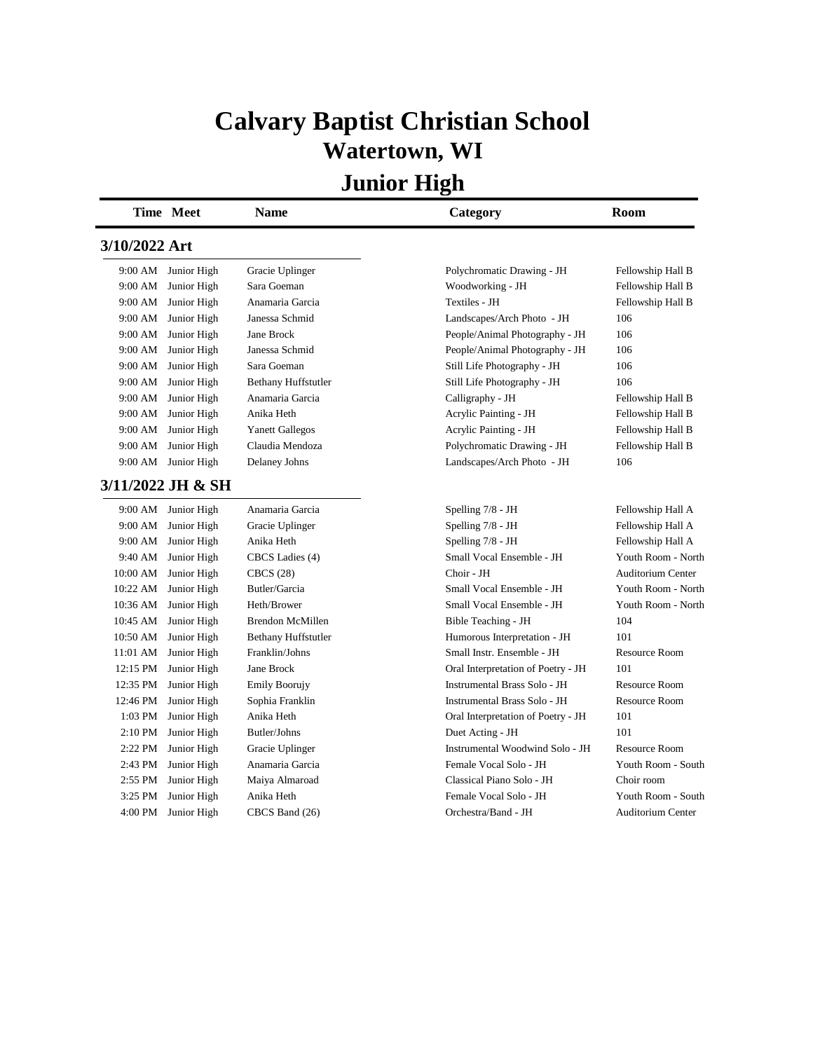# Calvary Baptist Christian School

## Watertown, WI

## Junior High

| Time | Meet | Name | Category | Room |
|---|---|---|---|---|

### 3/10/2022 Art

| Time | Meet | Name | Category | Room |
|---|---|---|---|---|
| 9:00 AM | Junior High | Gracie Uplinger | Polychromatic Drawing - JH | Fellowship Hall B |
| 9:00 AM | Junior High | Sara Goeman | Woodworking - JH | Fellowship Hall B |
| 9:00 AM | Junior High | Anamaria Garcia | Textiles - JH | Fellowship Hall B |
| 9:00 AM | Junior High | Janessa Schmid | Landscapes/Arch Photo - JH | 106 |
| 9:00 AM | Junior High | Jane Brock | People/Animal Photography - JH | 106 |
| 9:00 AM | Junior High | Janessa Schmid | People/Animal Photography - JH | 106 |
| 9:00 AM | Junior High | Sara Goeman | Still Life Photography - JH | 106 |
| 9:00 AM | Junior High | Bethany Huffstutler | Still Life Photography - JH | 106 |
| 9:00 AM | Junior High | Anamaria Garcia | Calligraphy - JH | Fellowship Hall B |
| 9:00 AM | Junior High | Anika Heth | Acrylic Painting - JH | Fellowship Hall B |
| 9:00 AM | Junior High | Yanett Gallegos | Acrylic Painting - JH | Fellowship Hall B |
| 9:00 AM | Junior High | Claudia Mendoza | Polychromatic Drawing - JH | Fellowship Hall B |
| 9:00 AM | Junior High | Delaney Johns | Landscapes/Arch Photo - JH | 106 |

### 3/11/2022 JH & SH

| Time | Meet | Name | Category | Room |
|---|---|---|---|---|
| 9:00 AM | Junior High | Anamaria Garcia | Spelling 7/8 - JH | Fellowship Hall A |
| 9:00 AM | Junior High | Gracie Uplinger | Spelling 7/8 - JH | Fellowship Hall A |
| 9:00 AM | Junior High | Anika Heth | Spelling 7/8 - JH | Fellowship Hall A |
| 9:40 AM | Junior High | CBCS Ladies (4) | Small Vocal Ensemble - JH | Youth Room - North |
| 10:00 AM | Junior High | CBCS (28) | Choir - JH | Auditorium Center |
| 10:22 AM | Junior High | Butler/Garcia | Small Vocal Ensemble - JH | Youth Room - North |
| 10:36 AM | Junior High | Heth/Brower | Small Vocal Ensemble - JH | Youth Room - North |
| 10:45 AM | Junior High | Brendon McMillen | Bible Teaching - JH | 104 |
| 10:50 AM | Junior High | Bethany Huffstutler | Humorous Interpretation - JH | 101 |
| 11:01 AM | Junior High | Franklin/Johns | Small Instr. Ensemble - JH | Resource Room |
| 12:15 PM | Junior High | Jane Brock | Oral Interpretation of Poetry - JH | 101 |
| 12:35 PM | Junior High | Emily Boorujy | Instrumental Brass Solo - JH | Resource Room |
| 12:46 PM | Junior High | Sophia Franklin | Instrumental Brass Solo - JH | Resource Room |
| 1:03 PM | Junior High | Anika Heth | Oral Interpretation of Poetry - JH | 101 |
| 2:10 PM | Junior High | Butler/Johns | Duet Acting - JH | 101 |
| 2:22 PM | Junior High | Gracie Uplinger | Instrumental Woodwind Solo - JH | Resource Room |
| 2:43 PM | Junior High | Anamaria Garcia | Female Vocal Solo - JH | Youth Room - South |
| 2:55 PM | Junior High | Maiya Almaroad | Classical Piano Solo - JH | Choir room |
| 3:25 PM | Junior High | Anika Heth | Female Vocal Solo - JH | Youth Room - South |
| 4:00 PM | Junior High | CBCS Band (26) | Orchestra/Band - JH | Auditorium Center |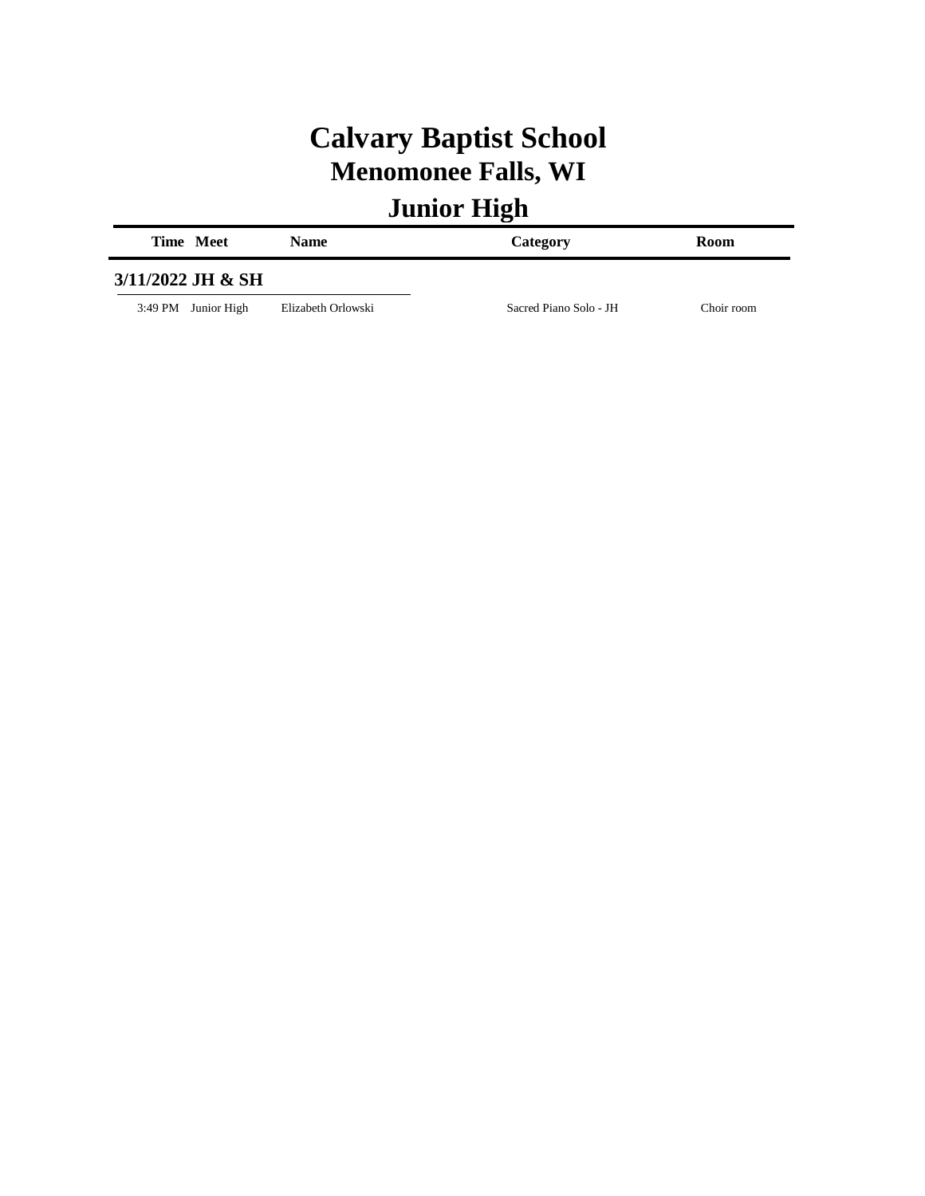# Calvary Baptist School
## Menomonee Falls, WI
## Junior High

| Time | Meet | Name | Category | Room |
|---|---|---|---|---|
| **3/11/2022 JH & SH** | | | | |
| 3:49 PM | Junior High | Elizabeth Orlowski | Sacred Piano Solo - JH | Choir room |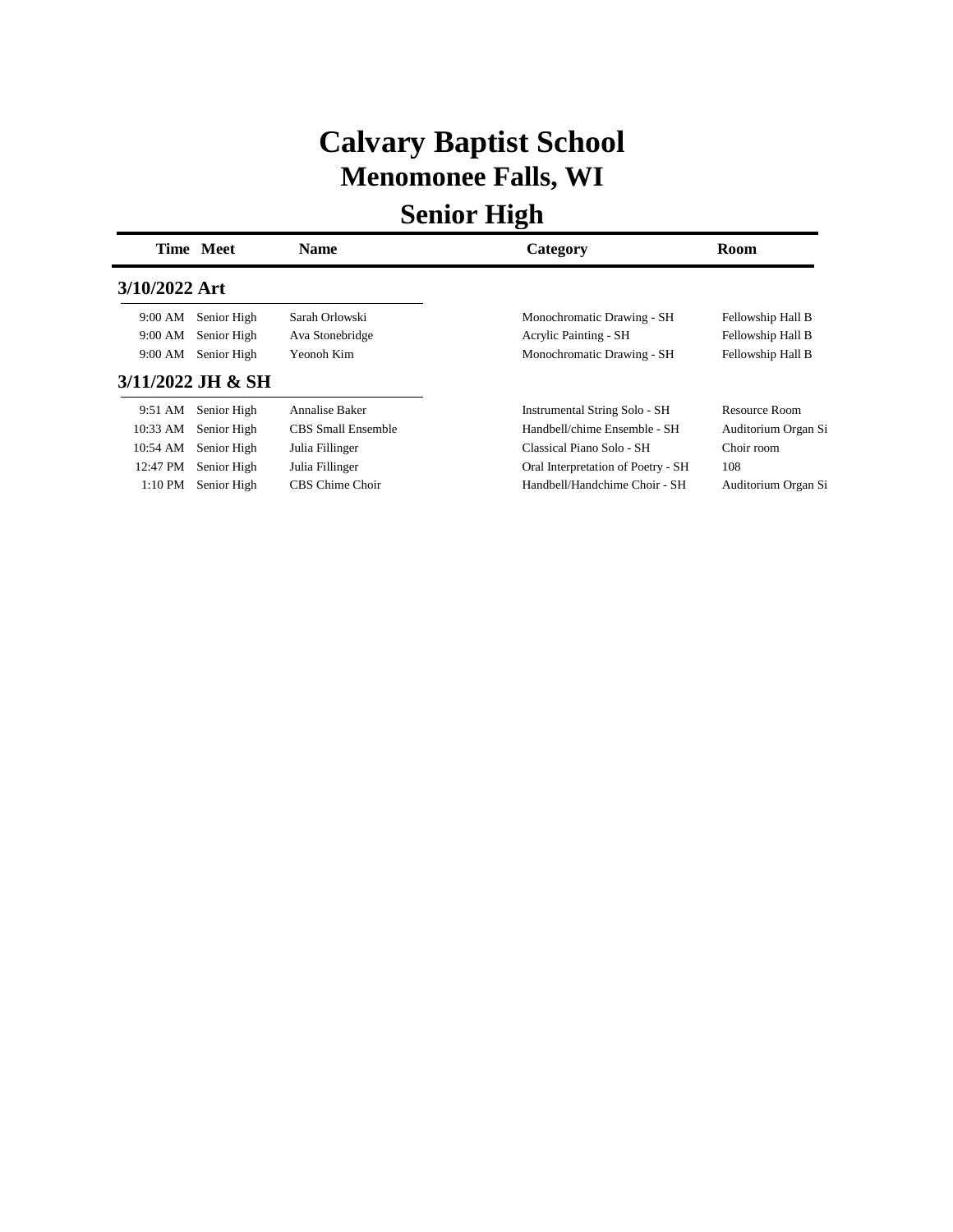# Calvary Baptist School

## Menomonee Falls, WI

## Senior High

| Time | Meet | Name | Category | Room |
|---|---|---|---|---|
| **3/10/2022 Art** | | | | |
| 9:00 AM | Senior High | Sarah Orlowski | Monochromatic Drawing - SH | Fellowship Hall B |
| 9:00 AM | Senior High | Ava Stonebridge | Acrylic Painting - SH | Fellowship Hall B |
| 9:00 AM | Senior High | Yeonoh Kim | Monochromatic Drawing - SH | Fellowship Hall B |
| **3/11/2022 JH & SH** | | | | |
| 9:51 AM | Senior High | Annalise Baker | Instrumental String Solo - SH | Resource Room |
| 10:33 AM | Senior High | CBS Small Ensemble | Handbell/chime Ensemble - SH | Auditorium Organ Si |
| 10:54 AM | Senior High | Julia Fillinger | Classical Piano Solo - SH | Choir room |
| 12:47 PM | Senior High | Julia Fillinger | Oral Interpretation of Poetry - SH | 108 |
| 1:10 PM | Senior High | CBS Chime Choir | Handbell/Handchime Choir - SH | Auditorium Organ Si |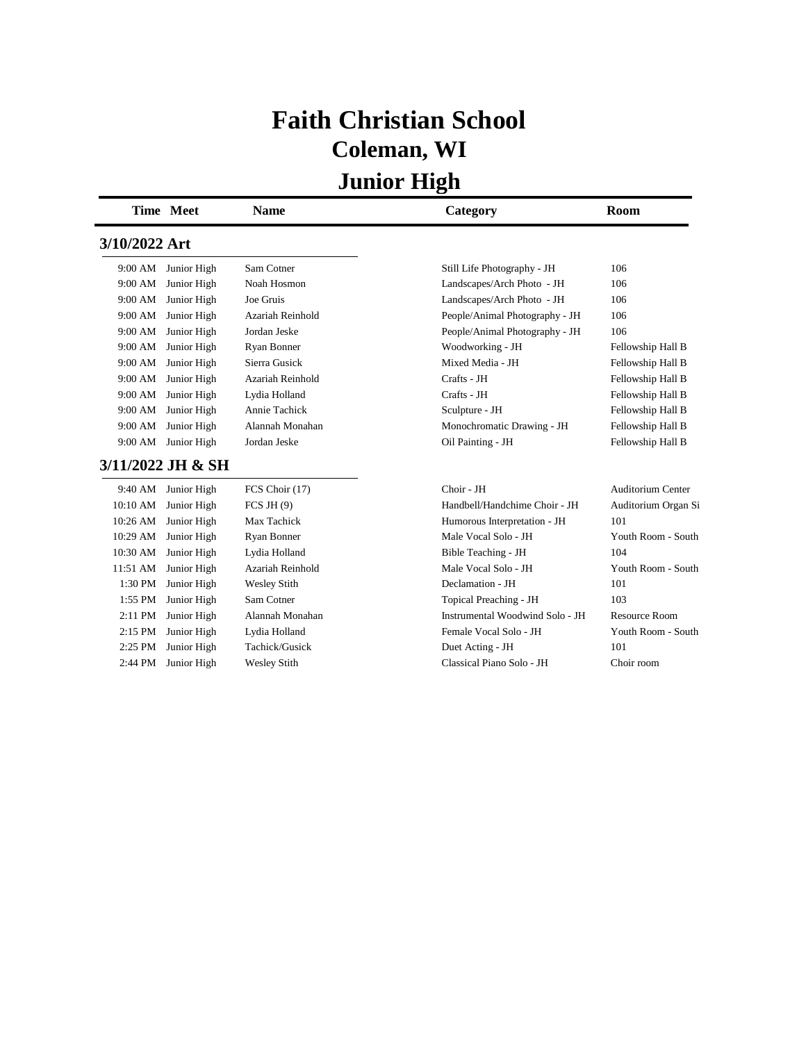# Faith Christian School
## Coleman, WI
## Junior High

| Time | Meet | Name | Category | Room |
|---|---|---|---|---|
| **3/10/2022 Art** | | | | |
| 9:00 AM | Junior High | Sam Cotner | Still Life Photography - JH | 106 |
| 9:00 AM | Junior High | Noah Hosmon | Landscapes/Arch Photo - JH | 106 |
| 9:00 AM | Junior High | Joe Gruis | Landscapes/Arch Photo - JH | 106 |
| 9:00 AM | Junior High | Azariah Reinhold | People/Animal Photography - JH | 106 |
| 9:00 AM | Junior High | Jordan Jeske | People/Animal Photography - JH | 106 |
| 9:00 AM | Junior High | Ryan Bonner | Woodworking - JH | Fellowship Hall B |
| 9:00 AM | Junior High | Sierra Gusick | Mixed Media - JH | Fellowship Hall B |
| 9:00 AM | Junior High | Azariah Reinhold | Crafts - JH | Fellowship Hall B |
| 9:00 AM | Junior High | Lydia Holland | Crafts - JH | Fellowship Hall B |
| 9:00 AM | Junior High | Annie Tachick | Sculpture - JH | Fellowship Hall B |
| 9:00 AM | Junior High | Alannah Monahan | Monochromatic Drawing - JH | Fellowship Hall B |
| 9:00 AM | Junior High | Jordan Jeske | Oil Painting - JH | Fellowship Hall B |
| **3/11/2022 JH & SH** | | | | |
| 9:40 AM | Junior High | FCS Choir (17) | Choir - JH | Auditorium Center |
| 10:10 AM | Junior High | FCS JH (9) | Handbell/Handchime Choir - JH | Auditorium Organ Si |
| 10:26 AM | Junior High | Max Tachick | Humorous Interpretation - JH | 101 |
| 10:29 AM | Junior High | Ryan Bonner | Male Vocal Solo - JH | Youth Room - South |
| 10:30 AM | Junior High | Lydia Holland | Bible Teaching - JH | 104 |
| 11:51 AM | Junior High | Azariah Reinhold | Male Vocal Solo - JH | Youth Room - South |
| 1:30 PM | Junior High | Wesley Stith | Declamation - JH | 101 |
| 1:55 PM | Junior High | Sam Cotner | Topical Preaching - JH | 103 |
| 2:11 PM | Junior High | Alannah Monahan | Instrumental Woodwind Solo - JH | Resource Room |
| 2:15 PM | Junior High | Lydia Holland | Female Vocal Solo - JH | Youth Room - South |
| 2:25 PM | Junior High | Tachick/Gusick | Duet Acting - JH | 101 |
| 2:44 PM | Junior High | Wesley Stith | Classical Piano Solo - JH | Choir room |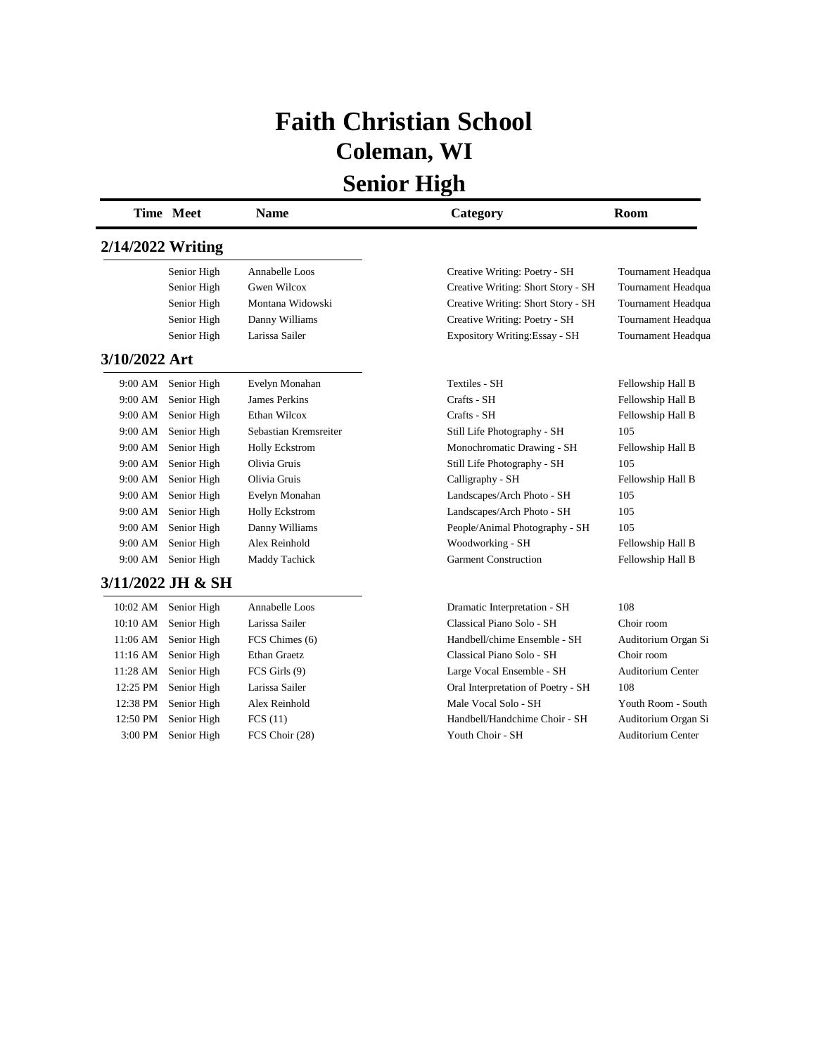# Faith Christian School
## Coleman, WI
## Senior High

| Time | Meet | Name | Category | Room |
|---|---|---|---|---|
| **2/14/2022 Writing** | | | | |
| | Senior High | Annabelle Loos | Creative Writing: Poetry - SH | Tournament Headqua |
| | Senior High | Gwen Wilcox | Creative Writing: Short Story - SH | Tournament Headqua |
| | Senior High | Montana Widowski | Creative Writing: Short Story - SH | Tournament Headqua |
| | Senior High | Danny Williams | Creative Writing: Poetry - SH | Tournament Headqua |
| | Senior High | Larissa Sailer | Expository Writing:Essay - SH | Tournament Headqua |
| **3/10/2022 Art** | | | | |
| 9:00 AM | Senior High | Evelyn Monahan | Textiles - SH | Fellowship Hall B |
| 9:00 AM | Senior High | James Perkins | Crafts - SH | Fellowship Hall B |
| 9:00 AM | Senior High | Ethan Wilcox | Crafts - SH | Fellowship Hall B |
| 9:00 AM | Senior High | Sebastian Kremsreiter | Still Life Photography - SH | 105 |
| 9:00 AM | Senior High | Holly Eckstrom | Monochromatic Drawing - SH | Fellowship Hall B |
| 9:00 AM | Senior High | Olivia Gruis | Still Life Photography - SH | 105 |
| 9:00 AM | Senior High | Olivia Gruis | Calligraphy - SH | Fellowship Hall B |
| 9:00 AM | Senior High | Evelyn Monahan | Landscapes/Arch Photo - SH | 105 |
| 9:00 AM | Senior High | Holly Eckstrom | Landscapes/Arch Photo - SH | 105 |
| 9:00 AM | Senior High | Danny Williams | People/Animal Photography - SH | 105 |
| 9:00 AM | Senior High | Alex Reinhold | Woodworking - SH | Fellowship Hall B |
| 9:00 AM | Senior High | Maddy Tachick | Garment Construction | Fellowship Hall B |
| **3/11/2022 JH & SH** | | | | |
| 10:02 AM | Senior High | Annabelle Loos | Dramatic Interpretation - SH | 108 |
| 10:10 AM | Senior High | Larissa Sailer | Classical Piano Solo - SH | Choir room |
| 11:06 AM | Senior High | FCS Chimes (6) | Handbell/chime Ensemble - SH | Auditorium Organ Si |
| 11:16 AM | Senior High | Ethan Graetz | Classical Piano Solo - SH | Choir room |
| 11:28 AM | Senior High | FCS Girls (9) | Large Vocal Ensemble - SH | Auditorium Center |
| 12:25 PM | Senior High | Larissa Sailer | Oral Interpretation of Poetry - SH | 108 |
| 12:38 PM | Senior High | Alex Reinhold | Male Vocal Solo - SH | Youth Room - South |
| 12:50 PM | Senior High | FCS (11) | Handbell/Handchime Choir - SH | Auditorium Organ Si |
| 3:00 PM | Senior High | FCS Choir (28) | Youth Choir - SH | Auditorium Center |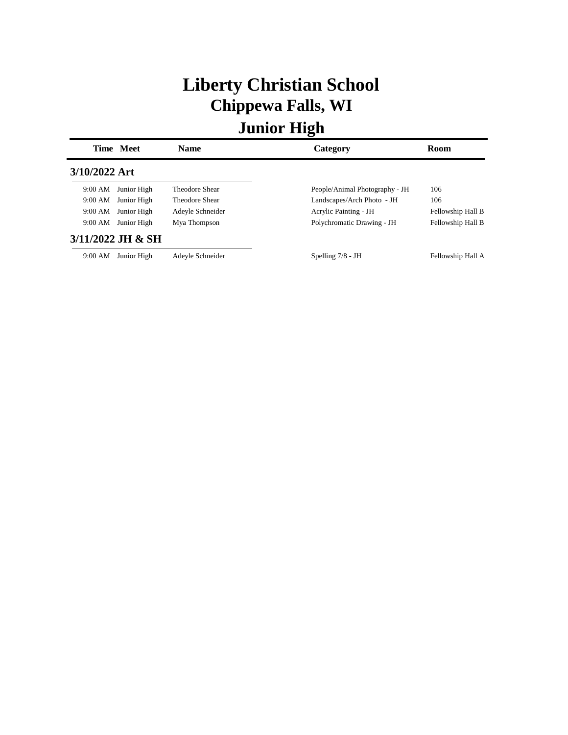# Liberty Christian School
## Chippewa Falls, WI
## Junior High

| Time | Meet | Name | Category | Room |
|---|---|---|---|---|
| **3/10/2022 Art** | | | | |
| 9:00 AM | Junior High | Theodore Shear | People/Animal Photography - JH | 106 |
| 9:00 AM | Junior High | Theodore Shear | Landscapes/Arch Photo - JH | 106 |
| 9:00 AM | Junior High | Adeyle Schneider | Acrylic Painting - JH | Fellowship Hall B |
| 9:00 AM | Junior High | Mya Thompson | Polychromatic Drawing - JH | Fellowship Hall B |
| **3/11/2022 JH & SH** | | | | |
| 9:00 AM | Junior High | Adeyle Schneider | Spelling 7/8 - JH | Fellowship Hall A |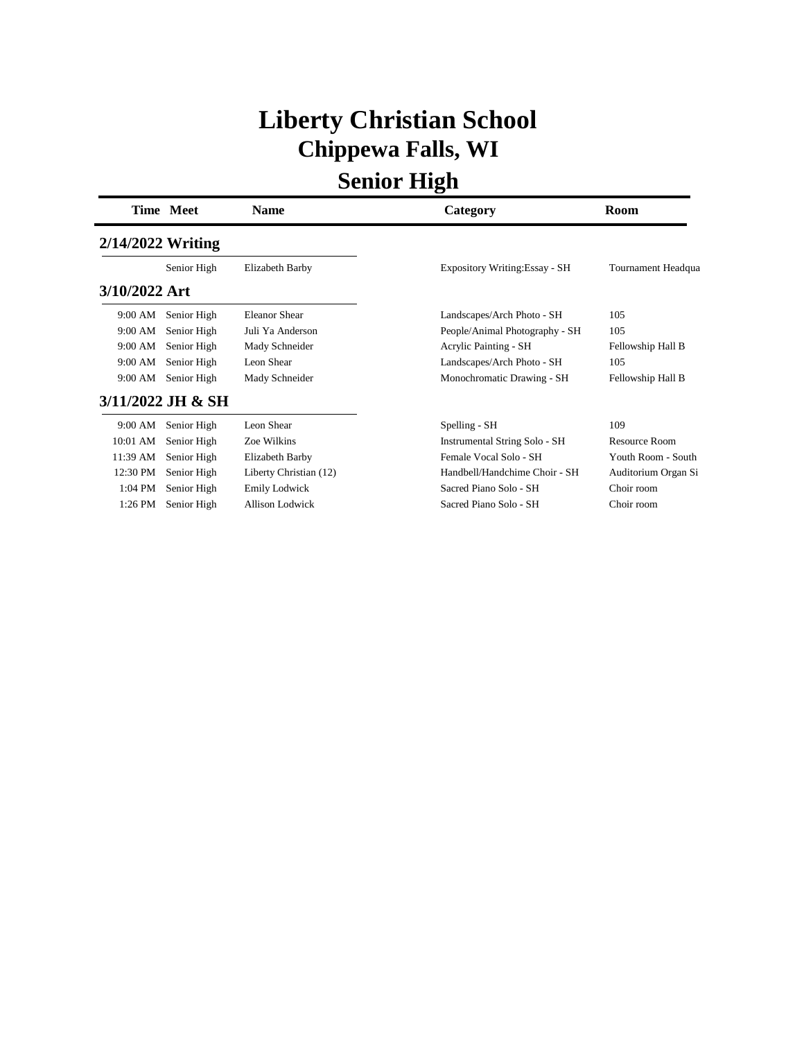# Liberty Christian School
## Chippewa Falls, WI
## Senior High

| Time | Meet | Name | Category | Room |
|---|---|---|---|---|
| **2/14/2022 Writing** | | | | |
| | Senior High | Elizabeth Barby | Expository Writing:Essay - SH | Tournament Headqua |
| **3/10/2022 Art** | | | | |
| 9:00 AM | Senior High | Eleanor Shear | Landscapes/Arch Photo - SH | 105 |
| 9:00 AM | Senior High | Juli Ya Anderson | People/Animal Photography - SH | 105 |
| 9:00 AM | Senior High | Mady Schneider | Acrylic Painting - SH | Fellowship Hall B |
| 9:00 AM | Senior High | Leon Shear | Landscapes/Arch Photo - SH | 105 |
| 9:00 AM | Senior High | Mady Schneider | Monochromatic Drawing - SH | Fellowship Hall B |
| **3/11/2022 JH & SH** | | | | |
| 9:00 AM | Senior High | Leon Shear | Spelling - SH | 109 |
| 10:01 AM | Senior High | Zoe Wilkins | Instrumental String Solo - SH | Resource Room |
| 11:39 AM | Senior High | Elizabeth Barby | Female Vocal Solo - SH | Youth Room - South |
| 12:30 PM | Senior High | Liberty Christian (12) | Handbell/Handchime Choir - SH | Auditorium Organ Si |
| 1:04 PM | Senior High | Emily Lodwick | Sacred Piano Solo - SH | Choir room |
| 1:26 PM | Senior High | Allison Lodwick | Sacred Piano Solo - SH | Choir room |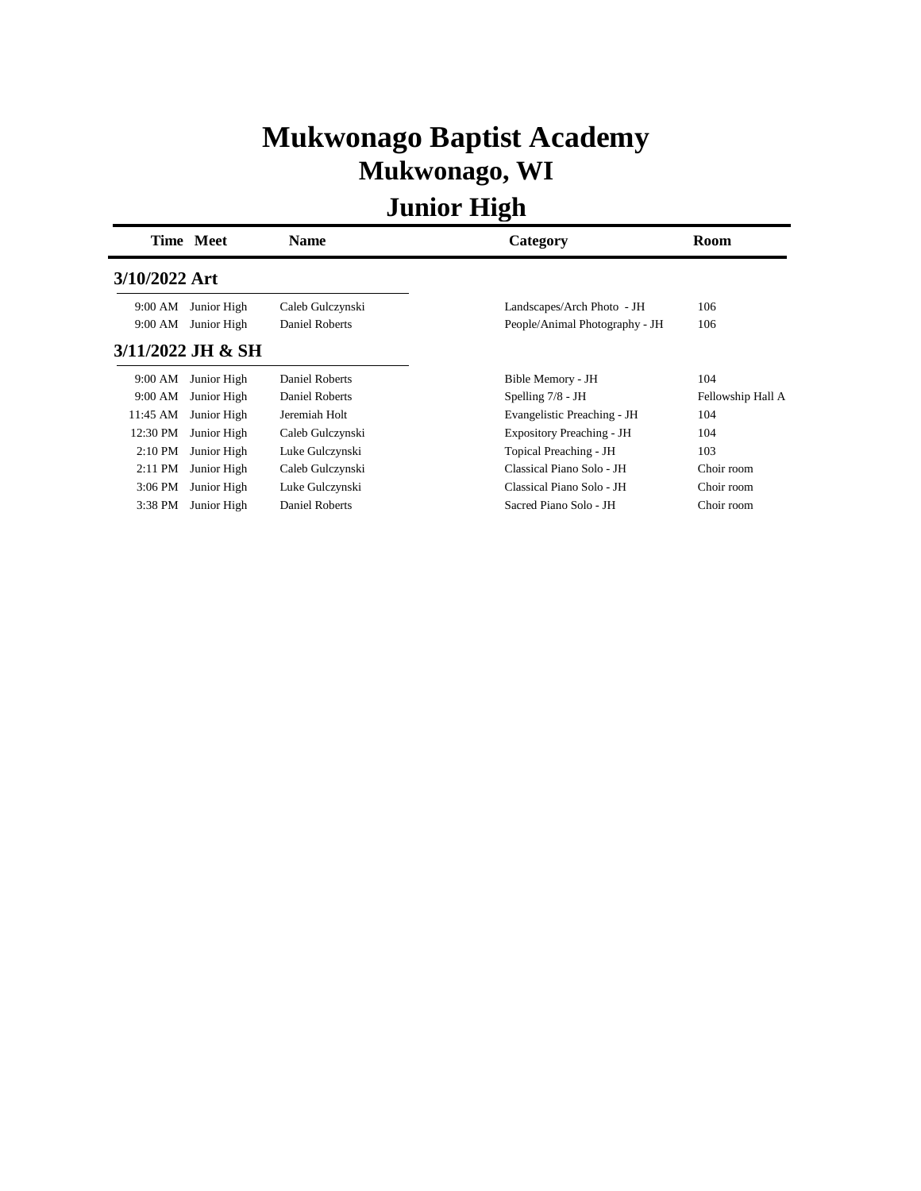# Mukwonago Baptist Academy
## Mukwonago, WI
## Junior High

| Time | Meet | Name | Category | Room |
|---|---|---|---|---|
| **3/10/2022 Art** | | | | |
| 9:00 AM | Junior High | Caleb Gulczynski | Landscapes/Arch Photo - JH | 106 |
| 9:00 AM | Junior High | Daniel Roberts | People/Animal Photography - JH | 106 |
| **3/11/2022 JH & SH** | | | | |
| 9:00 AM | Junior High | Daniel Roberts | Bible Memory - JH | 104 |
| 9:00 AM | Junior High | Daniel Roberts | Spelling 7/8 - JH | Fellowship Hall A |
| 11:45 AM | Junior High | Jeremiah Holt | Evangelistic Preaching - JH | 104 |
| 12:30 PM | Junior High | Caleb Gulczynski | Expository Preaching - JH | 104 |
| 2:10 PM | Junior High | Luke Gulczynski | Topical Preaching - JH | 103 |
| 2:11 PM | Junior High | Caleb Gulczynski | Classical Piano Solo - JH | Choir room |
| 3:06 PM | Junior High | Luke Gulczynski | Classical Piano Solo - JH | Choir room |
| 3:38 PM | Junior High | Daniel Roberts | Sacred Piano Solo - JH | Choir room |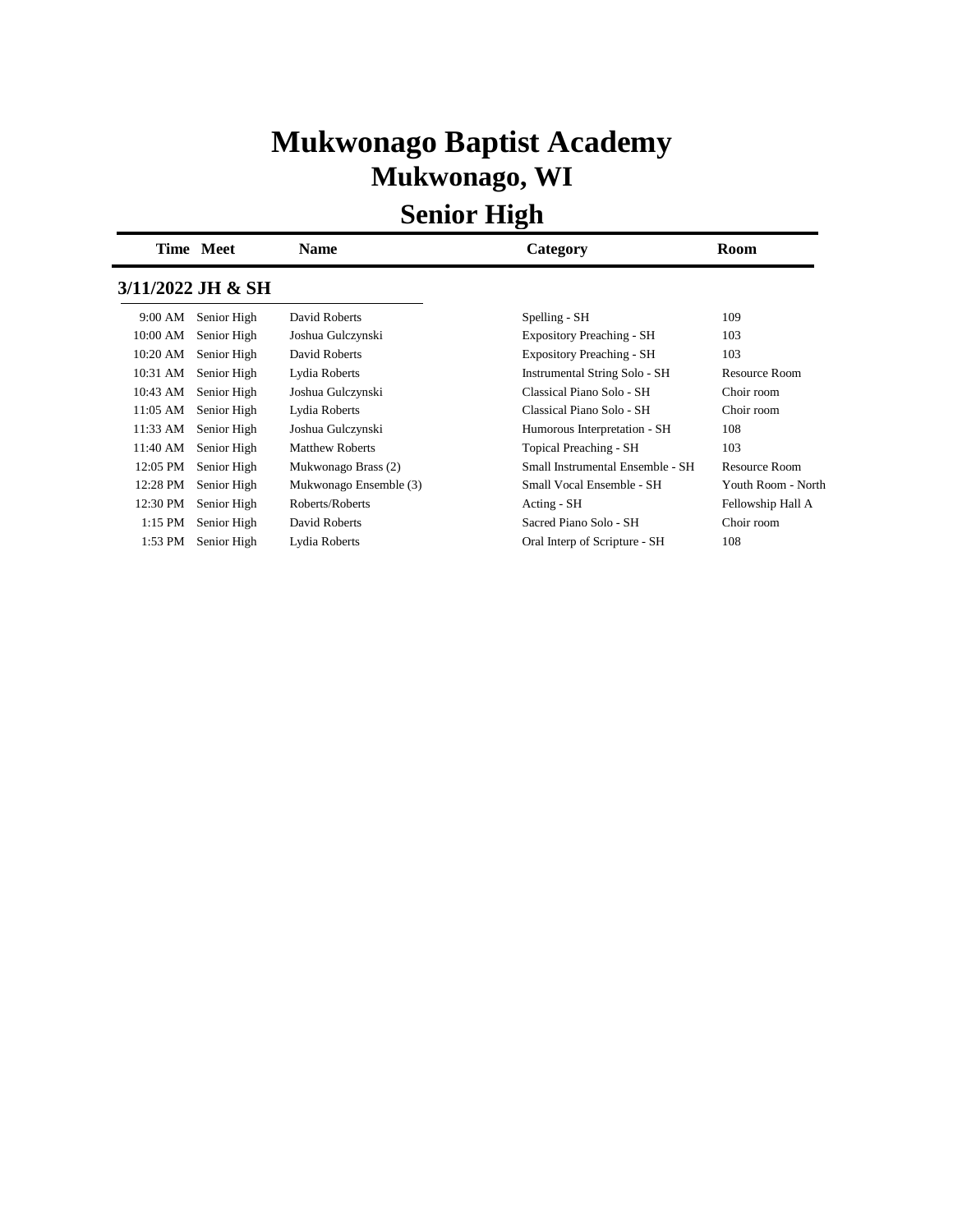# Mukwonago Baptist Academy

## Mukwonago, WI

## Senior High

| Time | Meet | Name | Category | Room |
|---|---|---|---|---|
| **3/11/2022 JH & SH** | | | | |
| 9:00 AM | Senior High | David Roberts | Spelling - SH | 109 |
| 10:00 AM | Senior High | Joshua Gulczynski | Expository Preaching - SH | 103 |
| 10:20 AM | Senior High | David Roberts | Expository Preaching - SH | 103 |
| 10:31 AM | Senior High | Lydia Roberts | Instrumental String Solo - SH | Resource Room |
| 10:43 AM | Senior High | Joshua Gulczynski | Classical Piano Solo - SH | Choir room |
| 11:05 AM | Senior High | Lydia Roberts | Classical Piano Solo - SH | Choir room |
| 11:33 AM | Senior High | Joshua Gulczynski | Humorous Interpretation - SH | 108 |
| 11:40 AM | Senior High | Matthew Roberts | Topical Preaching - SH | 103 |
| 12:05 PM | Senior High | Mukwonago Brass (2) | Small Instrumental Ensemble - SH | Resource Room |
| 12:28 PM | Senior High | Mukwonago Ensemble (3) | Small Vocal Ensemble - SH | Youth Room - North |
| 12:30 PM | Senior High | Roberts/Roberts | Acting - SH | Fellowship Hall A |
| 1:15 PM | Senior High | David Roberts | Sacred Piano Solo - SH | Choir room |
| 1:53 PM | Senior High | Lydia Roberts | Oral Interp of Scripture - SH | 108 |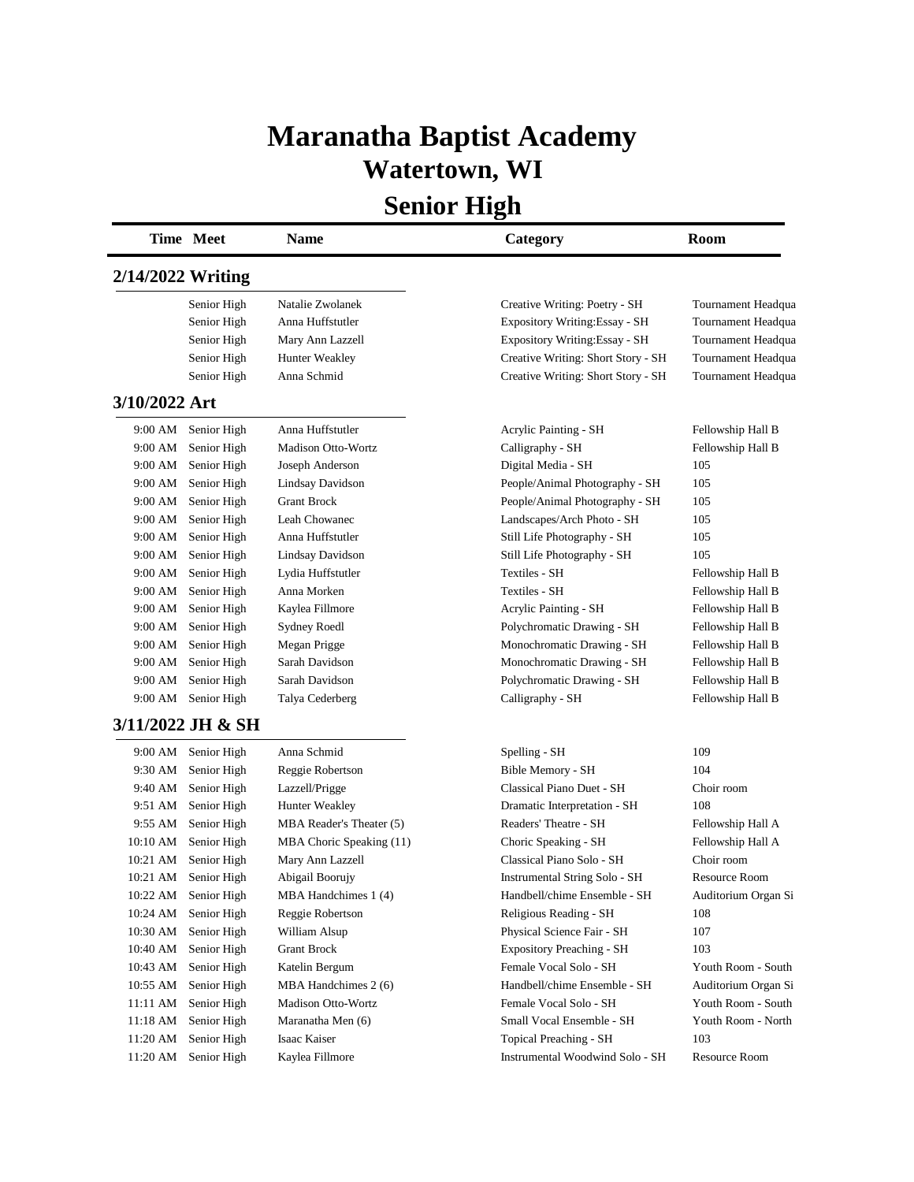# Maranatha Baptist Academy

## Watertown, WI

## Senior High

| Time | Meet | Name | Category | Room |
|---|---|---|---|---|
| **2/14/2022 Writing** | | | | |
| | Senior High | Natalie Zwolanek | Creative Writing: Poetry - SH | Tournament Headqua |
| | Senior High | Anna Huffstutler | Expository Writing:Essay - SH | Tournament Headqua |
| | Senior High | Mary Ann Lazzell | Expository Writing:Essay - SH | Tournament Headqua |
| | Senior High | Hunter Weakley | Creative Writing: Short Story - SH | Tournament Headqua |
| | Senior High | Anna Schmid | Creative Writing: Short Story - SH | Tournament Headqua |
| **3/10/2022 Art** | | | | |
| 9:00 AM | Senior High | Anna Huffstutler | Acrylic Painting - SH | Fellowship Hall B |
| 9:00 AM | Senior High | Madison Otto-Wortz | Calligraphy - SH | Fellowship Hall B |
| 9:00 AM | Senior High | Joseph Anderson | Digital Media - SH | 105 |
| 9:00 AM | Senior High | Lindsay Davidson | People/Animal Photography - SH | 105 |
| 9:00 AM | Senior High | Grant Brock | People/Animal Photography - SH | 105 |
| 9:00 AM | Senior High | Leah Chowanec | Landscapes/Arch Photo - SH | 105 |
| 9:00 AM | Senior High | Anna Huffstutler | Still Life Photography - SH | 105 |
| 9:00 AM | Senior High | Lindsay Davidson | Still Life Photography - SH | 105 |
| 9:00 AM | Senior High | Lydia Huffstutler | Textiles - SH | Fellowship Hall B |
| 9:00 AM | Senior High | Anna Morken | Textiles - SH | Fellowship Hall B |
| 9:00 AM | Senior High | Kaylea Fillmore | Acrylic Painting - SH | Fellowship Hall B |
| 9:00 AM | Senior High | Sydney Roedl | Polychromatic Drawing - SH | Fellowship Hall B |
| 9:00 AM | Senior High | Megan Prigge | Monochromatic Drawing - SH | Fellowship Hall B |
| 9:00 AM | Senior High | Sarah Davidson | Monochromatic Drawing - SH | Fellowship Hall B |
| 9:00 AM | Senior High | Sarah Davidson | Polychromatic Drawing - SH | Fellowship Hall B |
| 9:00 AM | Senior High | Talya Cederberg | Calligraphy - SH | Fellowship Hall B |
| **3/11/2022 JH & SH** | | | | |
| 9:00 AM | Senior High | Anna Schmid | Spelling - SH | 109 |
| 9:30 AM | Senior High | Reggie Robertson | Bible Memory - SH | 104 |
| 9:40 AM | Senior High | Lazzell/Prigge | Classical Piano Duet - SH | Choir room |
| 9:51 AM | Senior High | Hunter Weakley | Dramatic Interpretation - SH | 108 |
| 9:55 AM | Senior High | MBA Reader's Theater (5) | Readers' Theatre - SH | Fellowship Hall A |
| 10:10 AM | Senior High | MBA Choric Speaking (11) | Choric Speaking - SH | Fellowship Hall A |
| 10:21 AM | Senior High | Mary Ann Lazzell | Classical Piano Solo - SH | Choir room |
| 10:21 AM | Senior High | Abigail Boorujy | Instrumental String Solo - SH | Resource Room |
| 10:22 AM | Senior High | MBA Handchimes 1 (4) | Handbell/chime Ensemble - SH | Auditorium Organ Si |
| 10:24 AM | Senior High | Reggie Robertson | Religious Reading - SH | 108 |
| 10:30 AM | Senior High | William Alsup | Physical Science Fair - SH | 107 |
| 10:40 AM | Senior High | Grant Brock | Expository Preaching - SH | 103 |
| 10:43 AM | Senior High | Katelin Bergum | Female Vocal Solo - SH | Youth Room - South |
| 10:55 AM | Senior High | MBA Handchimes 2 (6) | Handbell/chime Ensemble - SH | Auditorium Organ Si |
| 11:11 AM | Senior High | Madison Otto-Wortz | Female Vocal Solo - SH | Youth Room - South |
| 11:18 AM | Senior High | Maranatha Men (6) | Small Vocal Ensemble - SH | Youth Room - North |
| 11:20 AM | Senior High | Isaac Kaiser | Topical Preaching - SH | 103 |
| 11:20 AM | Senior High | Kaylea Fillmore | Instrumental Woodwind Solo - SH | Resource Room |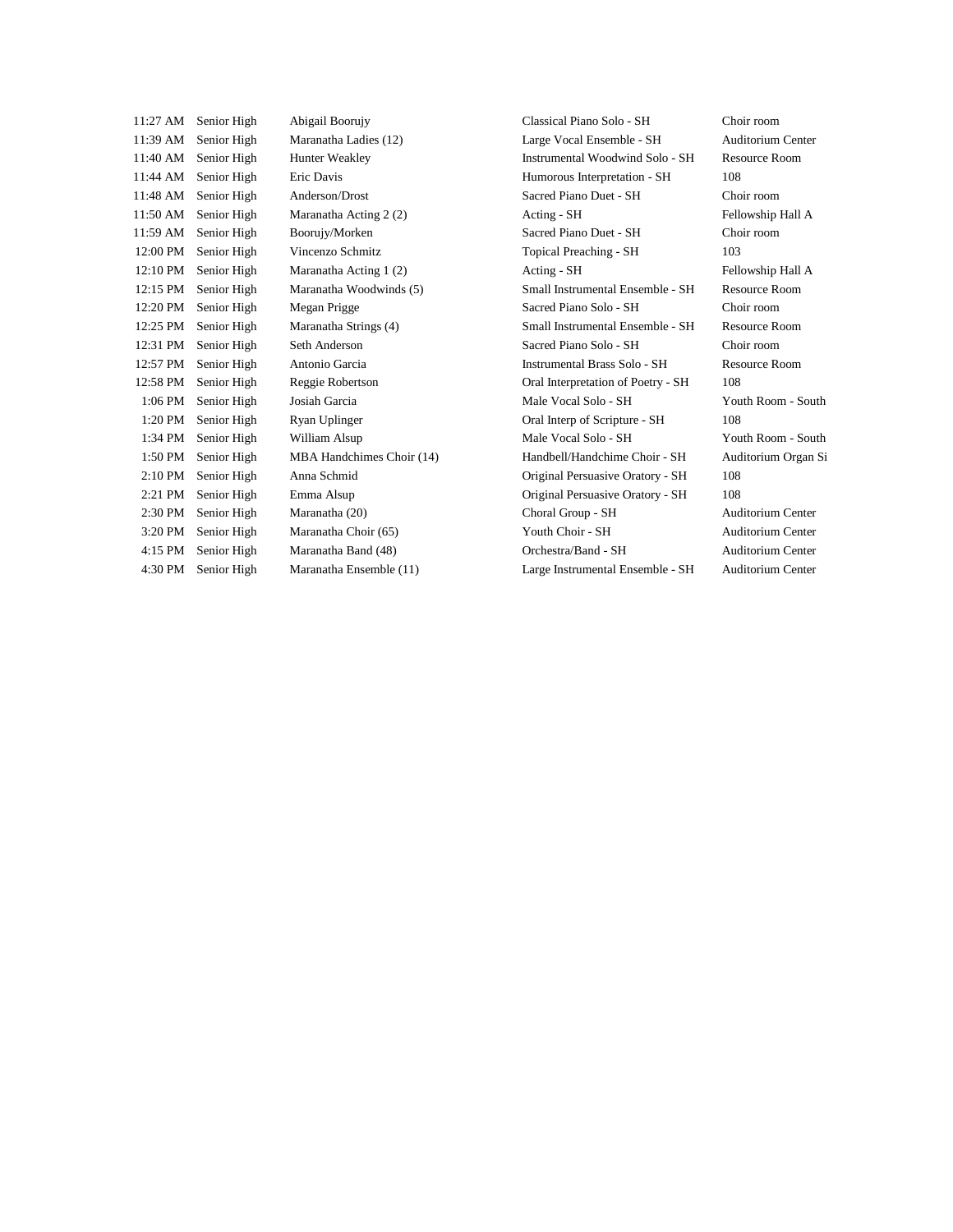| | | | | |
|---|---|---|---|---|
| 11:27 AM | Senior High | Abigail Boorujy | Classical Piano Solo - SH | Choir room |
| 11:39 AM | Senior High | Maranatha Ladies (12) | Large Vocal Ensemble - SH | Auditorium Center |
| 11:40 AM | Senior High | Hunter Weakley | Instrumental Woodwind Solo - SH | Resource Room |
| 11:44 AM | Senior High | Eric Davis | Humorous Interpretation - SH | 108 |
| 11:48 AM | Senior High | Anderson/Drost | Sacred Piano Duet - SH | Choir room |
| 11:50 AM | Senior High | Maranatha Acting 2 (2) | Acting - SH | Fellowship Hall A |
| 11:59 AM | Senior High | Boorujy/Morken | Sacred Piano Duet - SH | Choir room |
| 12:00 PM | Senior High | Vincenzo Schmitz | Topical Preaching - SH | 103 |
| 12:10 PM | Senior High | Maranatha Acting 1 (2) | Acting - SH | Fellowship Hall A |
| 12:15 PM | Senior High | Maranatha Woodwinds (5) | Small Instrumental Ensemble - SH | Resource Room |
| 12:20 PM | Senior High | Megan Prigge | Sacred Piano Solo - SH | Choir room |
| 12:25 PM | Senior High | Maranatha Strings (4) | Small Instrumental Ensemble - SH | Resource Room |
| 12:31 PM | Senior High | Seth Anderson | Sacred Piano Solo - SH | Choir room |
| 12:57 PM | Senior High | Antonio Garcia | Instrumental Brass Solo - SH | Resource Room |
| 12:58 PM | Senior High | Reggie Robertson | Oral Interpretation of Poetry - SH | 108 |
| 1:06 PM | Senior High | Josiah Garcia | Male Vocal Solo - SH | Youth Room - South |
| 1:20 PM | Senior High | Ryan Uplinger | Oral Interp of Scripture - SH | 108 |
| 1:34 PM | Senior High | William Alsup | Male Vocal Solo - SH | Youth Room - South |
| 1:50 PM | Senior High | MBA Handchimes Choir (14) | Handbell/Handchime Choir - SH | Auditorium Organ Si |
| 2:10 PM | Senior High | Anna Schmid | Original Persuasive Oratory - SH | 108 |
| 2:21 PM | Senior High | Emma Alsup | Original Persuasive Oratory - SH | 108 |
| 2:30 PM | Senior High | Maranatha (20) | Choral Group - SH | Auditorium Center |
| 3:20 PM | Senior High | Maranatha Choir (65) | Youth Choir - SH | Auditorium Center |
| 4:15 PM | Senior High | Maranatha Band (48) | Orchestra/Band - SH | Auditorium Center |
| 4:30 PM | Senior High | Maranatha Ensemble (11) | Large Instrumental Ensemble - SH | Auditorium Center |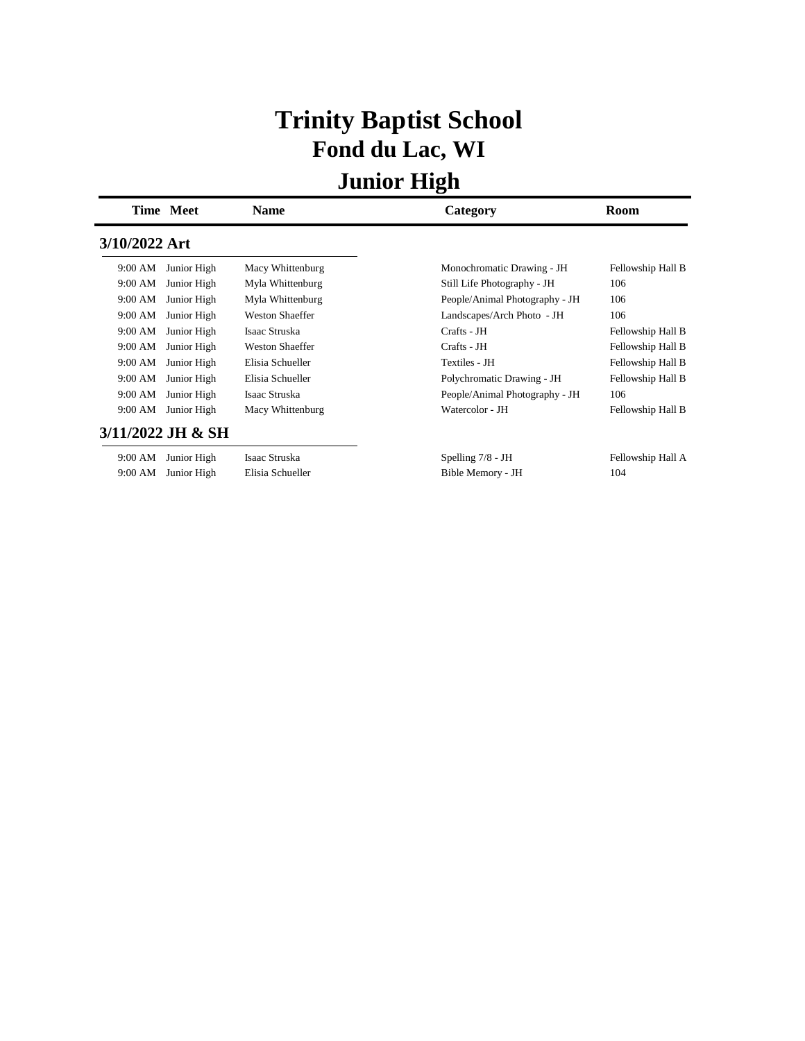# Trinity Baptist School
## Fond du Lac, WI
## Junior High

| Time | Meet | Name | Category | Room |
|---|---|---|---|---|
| **3/10/2022 Art** | | | | |
| 9:00 AM | Junior High | Macy Whittenburg | Monochromatic Drawing - JH | Fellowship Hall B |
| 9:00 AM | Junior High | Myla Whittenburg | Still Life Photography - JH | 106 |
| 9:00 AM | Junior High | Myla Whittenburg | People/Animal Photography - JH | 106 |
| 9:00 AM | Junior High | Weston Shaeffer | Landscapes/Arch Photo - JH | 106 |
| 9:00 AM | Junior High | Isaac Struska | Crafts - JH | Fellowship Hall B |
| 9:00 AM | Junior High | Weston Shaeffer | Crafts - JH | Fellowship Hall B |
| 9:00 AM | Junior High | Elisia Schueller | Textiles - JH | Fellowship Hall B |
| 9:00 AM | Junior High | Elisia Schueller | Polychromatic Drawing - JH | Fellowship Hall B |
| 9:00 AM | Junior High | Isaac Struska | People/Animal Photography - JH | 106 |
| 9:00 AM | Junior High | Macy Whittenburg | Watercolor - JH | Fellowship Hall B |
| **3/11/2022 JH & SH** | | | | |
| 9:00 AM | Junior High | Isaac Struska | Spelling 7/8 - JH | Fellowship Hall A |
| 9:00 AM | Junior High | Elisia Schueller | Bible Memory - JH | 104 |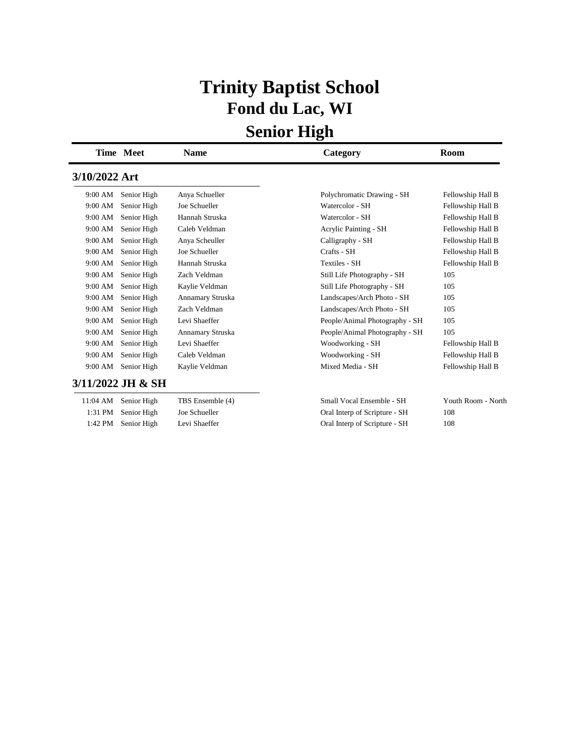# Trinity Baptist School
## Fond du Lac, WI
## Senior High

| Time | Meet | Name | Category | Room |
|---|---|---|---|---|
| **3/10/2022 Art** | | | | |
| 9:00 AM | Senior High | Anya Schueller | Polychromatic Drawing - SH | Fellowship Hall B |
| 9:00 AM | Senior High | Joe Schueller | Watercolor - SH | Fellowship Hall B |
| 9:00 AM | Senior High | Hannah Struska | Watercolor - SH | Fellowship Hall B |
| 9:00 AM | Senior High | Caleb Veldman | Acrylic Painting - SH | Fellowship Hall B |
| 9:00 AM | Senior High | Anya Scheuller | Calligraphy - SH | Fellowship Hall B |
| 9:00 AM | Senior High | Joe Schueller | Crafts - SH | Fellowship Hall B |
| 9:00 AM | Senior High | Hannah Struska | Textiles - SH | Fellowship Hall B |
| 9:00 AM | Senior High | Zach Veldman | Still Life Photography - SH | 105 |
| 9:00 AM | Senior High | Kaylie Veldman | Still Life Photography - SH | 105 |
| 9:00 AM | Senior High | Annamary Struska | Landscapes/Arch Photo - SH | 105 |
| 9:00 AM | Senior High | Zach Veldman | Landscapes/Arch Photo - SH | 105 |
| 9:00 AM | Senior High | Levi Shaeffer | People/Animal Photography - SH | 105 |
| 9:00 AM | Senior High | Annamary Struska | People/Animal Photography - SH | 105 |
| 9:00 AM | Senior High | Levi Shaeffer | Woodworking - SH | Fellowship Hall B |
| 9:00 AM | Senior High | Caleb Veldman | Woodworking - SH | Fellowship Hall B |
| 9:00 AM | Senior High | Kaylie Veldman | Mixed Media - SH | Fellowship Hall B |
| **3/11/2022 JH & SH** | | | | |
| 11:04 AM | Senior High | TBS Ensemble (4) | Small Vocal Ensemble - SH | Youth Room - North |
| 1:31 PM | Senior High | Joe Schueller | Oral Interp of Scripture - SH | 108 |
| 1:42 PM | Senior High | Levi Shaeffer | Oral Interp of Scripture - SH | 108 |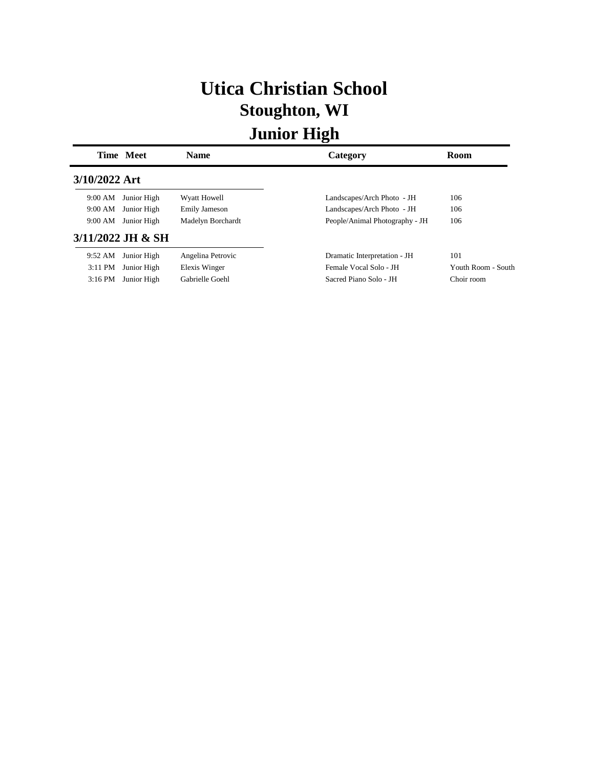# Utica Christian School
## Stoughton, WI
## Junior High

| Time | Meet | Name | Category | Room |
|---|---|---|---|---|
| **3/10/2022 Art** | | | | |
| 9:00 AM | Junior High | Wyatt Howell | Landscapes/Arch Photo - JH | 106 |
| 9:00 AM | Junior High | Emily Jameson | Landscapes/Arch Photo - JH | 106 |
| 9:00 AM | Junior High | Madelyn Borchardt | People/Animal Photography - JH | 106 |
| **3/11/2022 JH & SH** | | | | |
| 9:52 AM | Junior High | Angelina Petrovic | Dramatic Interpretation - JH | 101 |
| 3:11 PM | Junior High | Elexis Winger | Female Vocal Solo - JH | Youth Room - South |
| 3:16 PM | Junior High | Gabrielle Goehl | Sacred Piano Solo - JH | Choir room |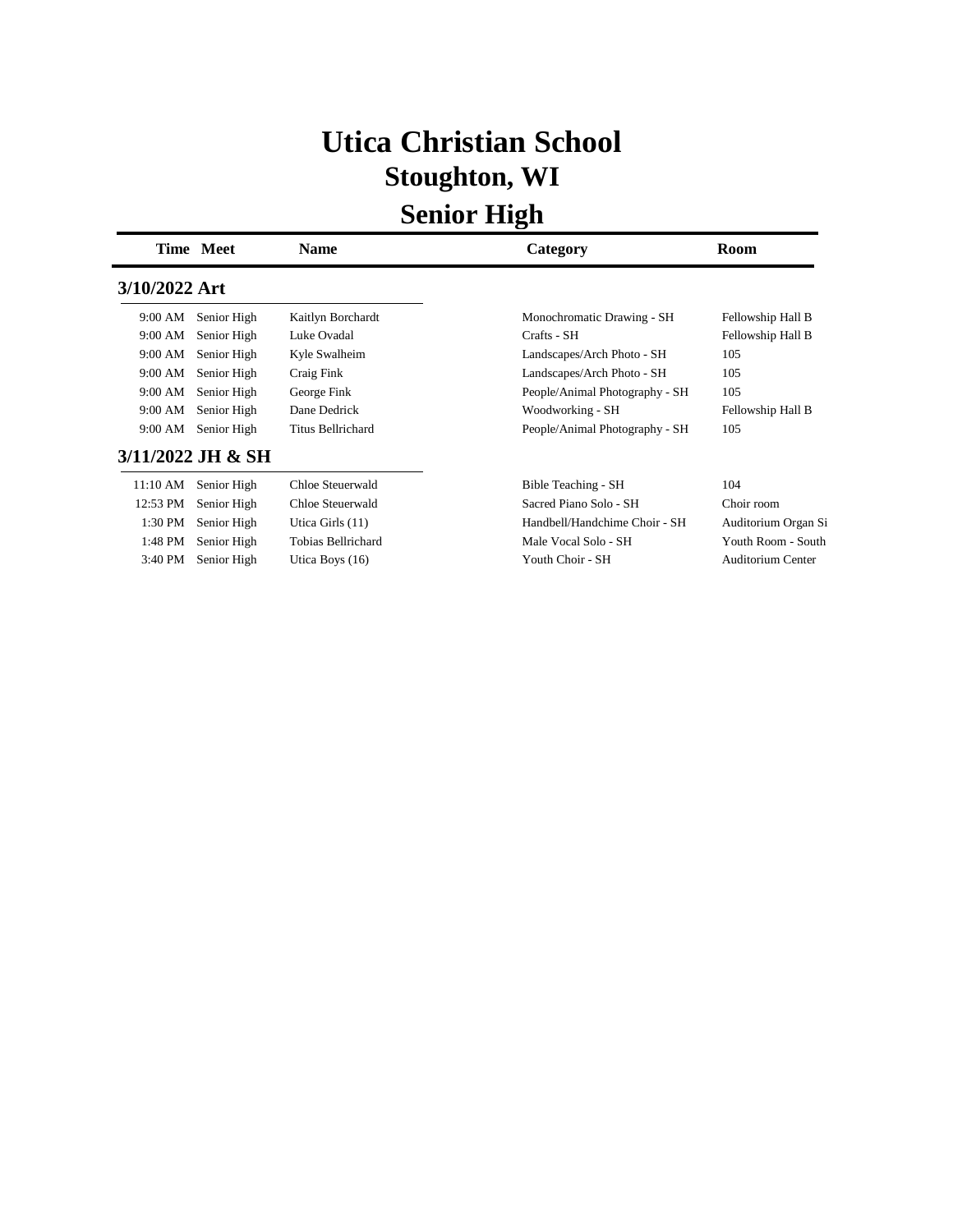# Utica Christian School

## Stoughton, WI

## Senior High

| Time | Meet | Name | Category | Room |
|---|---|---|---|---|
| **3/10/2022 Art** | | | | |
| 9:00 AM | Senior High | Kaitlyn Borchardt | Monochromatic Drawing - SH | Fellowship Hall B |
| 9:00 AM | Senior High | Luke Ovadal | Crafts - SH | Fellowship Hall B |
| 9:00 AM | Senior High | Kyle Swalheim | Landscapes/Arch Photo - SH | 105 |
| 9:00 AM | Senior High | Craig Fink | Landscapes/Arch Photo - SH | 105 |
| 9:00 AM | Senior High | George Fink | People/Animal Photography - SH | 105 |
| 9:00 AM | Senior High | Dane Dedrick | Woodworking - SH | Fellowship Hall B |
| 9:00 AM | Senior High | Titus Bellrichard | People/Animal Photography - SH | 105 |
| **3/11/2022 JH & SH** | | | | |
| 11:10 AM | Senior High | Chloe Steuerwald | Bible Teaching - SH | 104 |
| 12:53 PM | Senior High | Chloe Steuerwald | Sacred Piano Solo - SH | Choir room |
| 1:30 PM | Senior High | Utica Girls (11) | Handbell/Handchime Choir - SH | Auditorium Organ Si |
| 1:48 PM | Senior High | Tobias Bellrichard | Male Vocal Solo - SH | Youth Room - South |
| 3:40 PM | Senior High | Utica Boys (16) | Youth Choir - SH | Auditorium Center |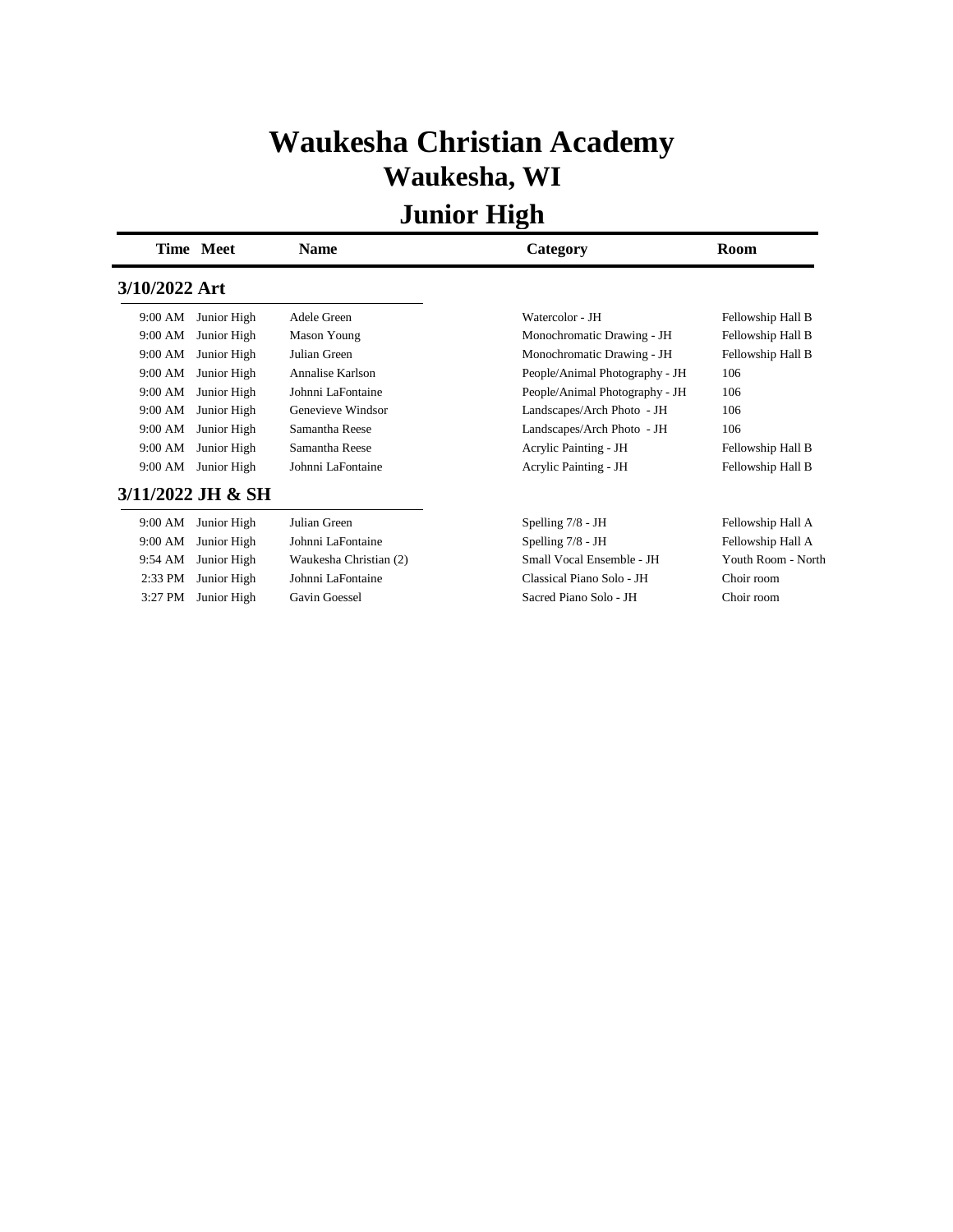# Waukesha Christian Academy
## Waukesha, WI
## Junior High

| Time | Meet | Name | Category | Room |
|---|---|---|---|---|

### 3/10/2022 Art

| Time | Meet | Name | Category | Room |
|---|---|---|---|---|
| 9:00 AM | Junior High | Adele Green | Watercolor - JH | Fellowship Hall B |
| 9:00 AM | Junior High | Mason Young | Monochromatic Drawing - JH | Fellowship Hall B |
| 9:00 AM | Junior High | Julian Green | Monochromatic Drawing - JH | Fellowship Hall B |
| 9:00 AM | Junior High | Annalise Karlson | People/Animal Photography - JH | 106 |
| 9:00 AM | Junior High | Johnni LaFontaine | People/Animal Photography - JH | 106 |
| 9:00 AM | Junior High | Genevieve Windsor | Landscapes/Arch Photo - JH | 106 |
| 9:00 AM | Junior High | Samantha Reese | Landscapes/Arch Photo - JH | 106 |
| 9:00 AM | Junior High | Samantha Reese | Acrylic Painting - JH | Fellowship Hall B |
| 9:00 AM | Junior High | Johnni LaFontaine | Acrylic Painting - JH | Fellowship Hall B |

### 3/11/2022 JH & SH

| Time | Meet | Name | Category | Room |
|---|---|---|---|---|
| 9:00 AM | Junior High | Julian Green | Spelling 7/8 - JH | Fellowship Hall A |
| 9:00 AM | Junior High | Johnni LaFontaine | Spelling 7/8 - JH | Fellowship Hall A |
| 9:54 AM | Junior High | Waukesha Christian (2) | Small Vocal Ensemble - JH | Youth Room - North |
| 2:33 PM | Junior High | Johnni LaFontaine | Classical Piano Solo - JH | Choir room |
| 3:27 PM | Junior High | Gavin Goessel | Sacred Piano Solo - JH | Choir room |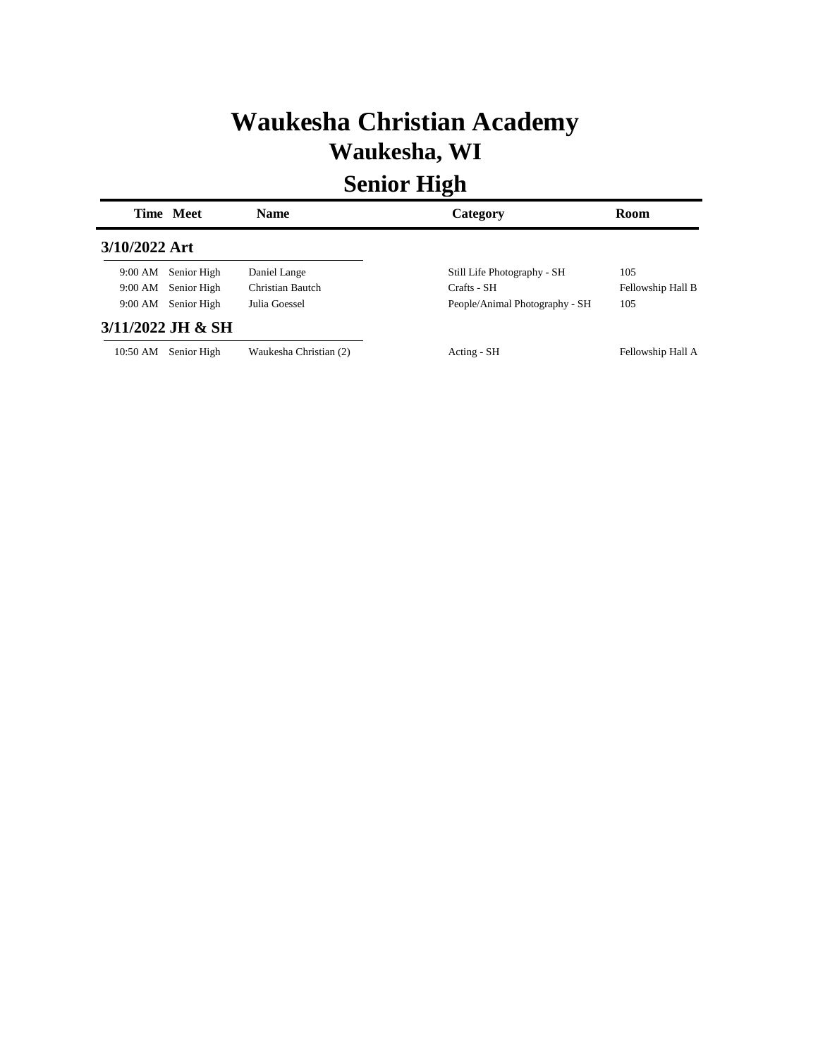# Waukesha Christian Academy

## Waukesha, WI

## Senior High

| Time | Meet | Name | Category | Room |
|---|---|---|---|---|
| **3/10/2022 Art** | | | | |
| 9:00 AM | Senior High | Daniel Lange | Still Life Photography - SH | 105 |
| 9:00 AM | Senior High | Christian Bautch | Crafts - SH | Fellowship Hall B |
| 9:00 AM | Senior High | Julia Goessel | People/Animal Photography - SH | 105 |
| **3/11/2022 JH & SH** | | | | |
| 10:50 AM | Senior High | Waukesha Christian (2) | Acting - SH | Fellowship Hall A |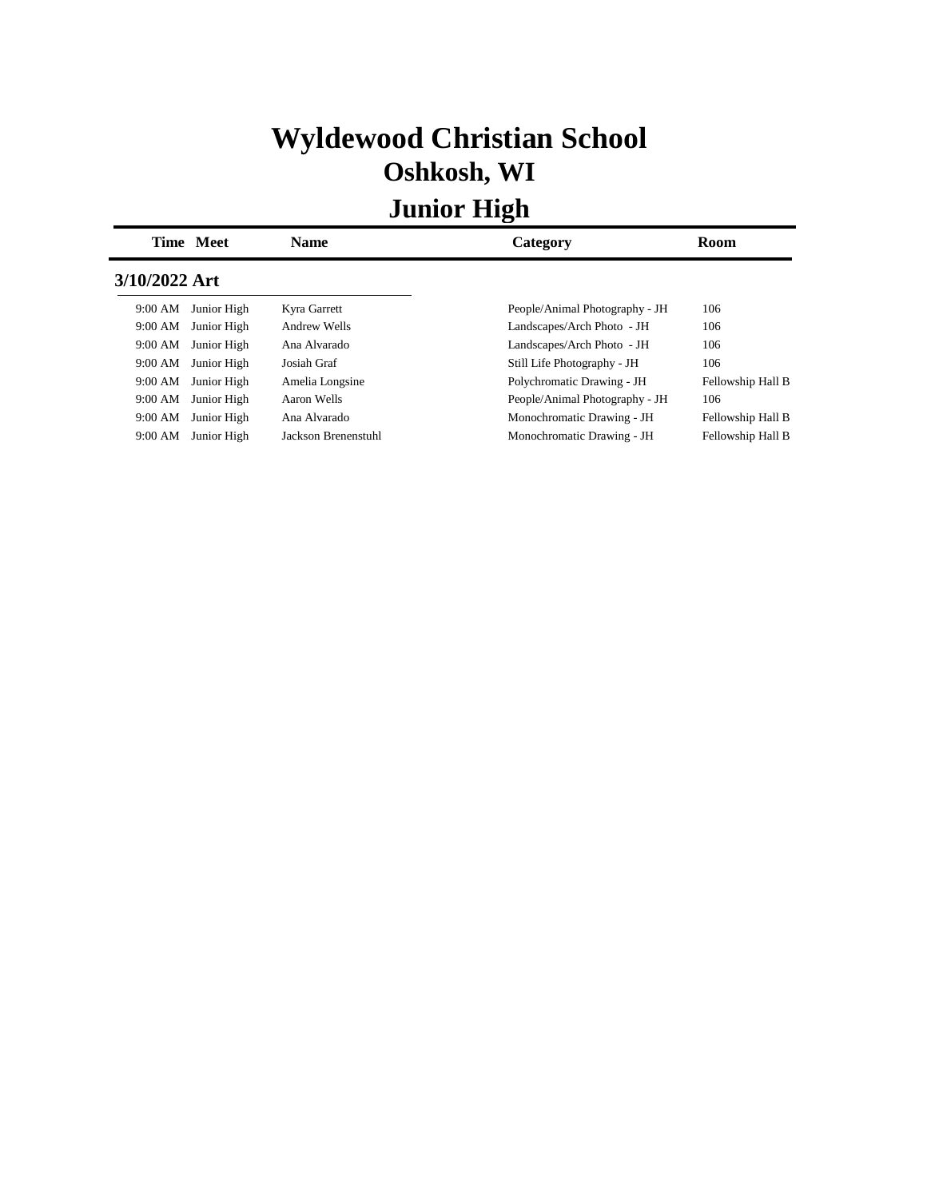# Wyldewood Christian School
## Oshkosh, WI
## Junior High

| Time | Meet | Name | Category | Room |
|---|---|---|---|---|
| **3/10/2022 Art** | | | | |
| 9:00 AM | Junior High | Kyra Garrett | People/Animal Photography - JH | 106 |
| 9:00 AM | Junior High | Andrew Wells | Landscapes/Arch Photo - JH | 106 |
| 9:00 AM | Junior High | Ana Alvarado | Landscapes/Arch Photo - JH | 106 |
| 9:00 AM | Junior High | Josiah Graf | Still Life Photography - JH | 106 |
| 9:00 AM | Junior High | Amelia Longsine | Polychromatic Drawing - JH | Fellowship Hall B |
| 9:00 AM | Junior High | Aaron Wells | People/Animal Photography - JH | 106 |
| 9:00 AM | Junior High | Ana Alvarado | Monochromatic Drawing - JH | Fellowship Hall B |
| 9:00 AM | Junior High | Jackson Brenenstuhl | Monochromatic Drawing - JH | Fellowship Hall B |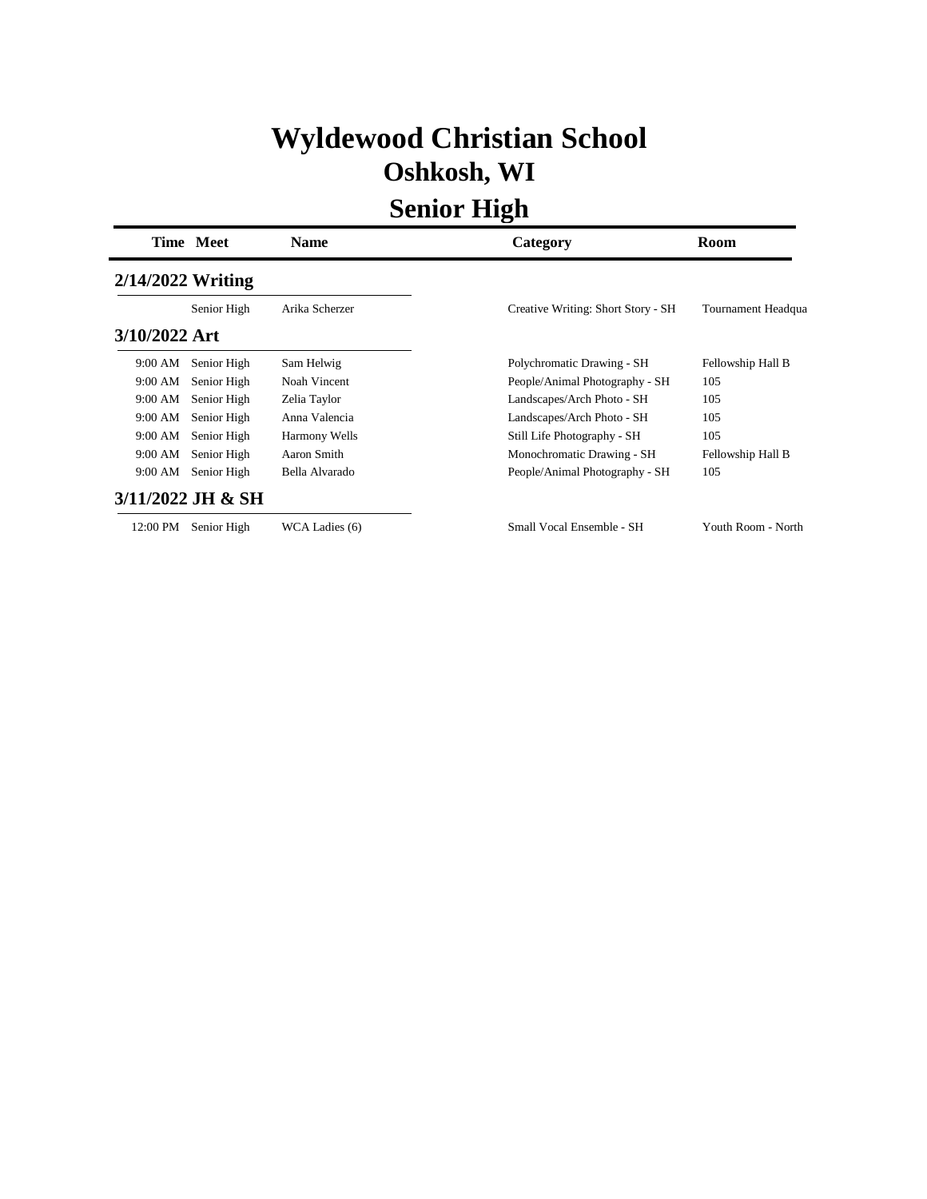# Wyldewood Christian School
## Oshkosh, WI
## Senior High

| Time | Meet | Name | Category | Room |
| --- | --- | --- | --- | --- |
| **2/14/2022 Writing** | | | | |
| | Senior High | Arika Scherzer | Creative Writing: Short Story - SH | Tournament Headqua |
| **3/10/2022 Art** | | | | |
| 9:00 AM | Senior High | Sam Helwig | Polychromatic Drawing - SH | Fellowship Hall B |
| 9:00 AM | Senior High | Noah Vincent | People/Animal Photography - SH | 105 |
| 9:00 AM | Senior High | Zelia Taylor | Landscapes/Arch Photo - SH | 105 |
| 9:00 AM | Senior High | Anna Valencia | Landscapes/Arch Photo - SH | 105 |
| 9:00 AM | Senior High | Harmony Wells | Still Life Photography - SH | 105 |
| 9:00 AM | Senior High | Aaron Smith | Monochromatic Drawing - SH | Fellowship Hall B |
| 9:00 AM | Senior High | Bella Alvarado | People/Animal Photography - SH | 105 |
| **3/11/2022 JH & SH** | | | | |
| 12:00 PM | Senior High | WCA Ladies (6) | Small Vocal Ensemble - SH | Youth Room - North |